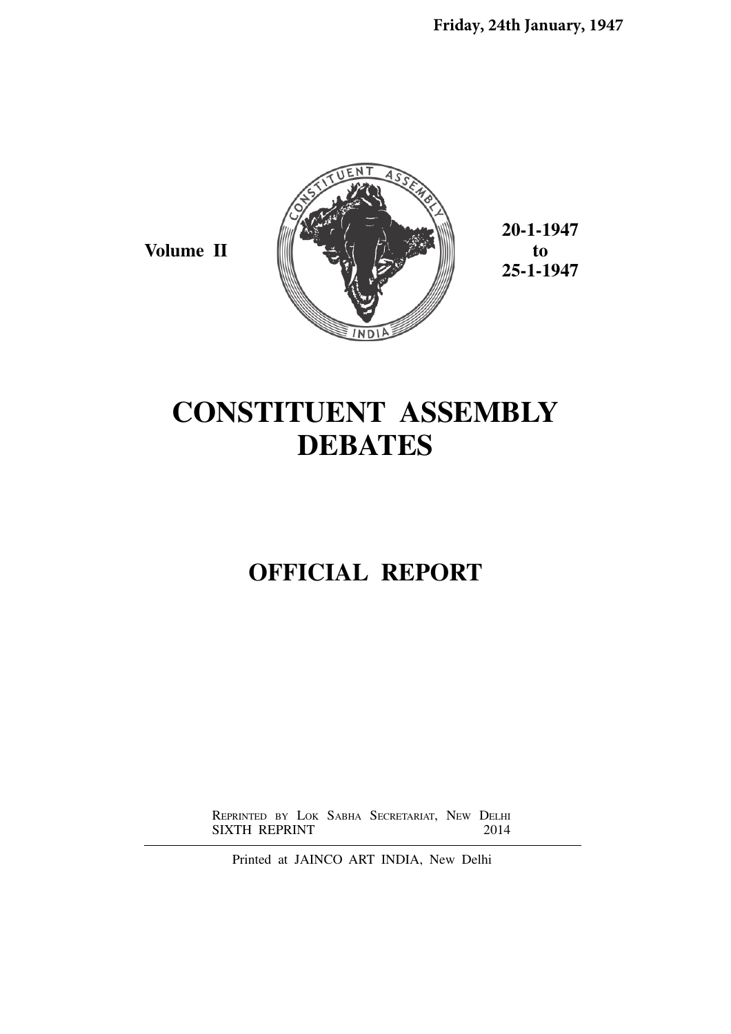Friday, 24th January, 1947

Volume II

20-1-1947
to
25-1-1947

# CONSTITUENT ASSEMBLY DEBATES

## OFFICIAL REPORT

REPRINTED BY LOK SABHA SECRETARIAT, NEW DELHI
SIXTH REPRINT 2014

Printed at JAINCO ART INDIA, New Delhi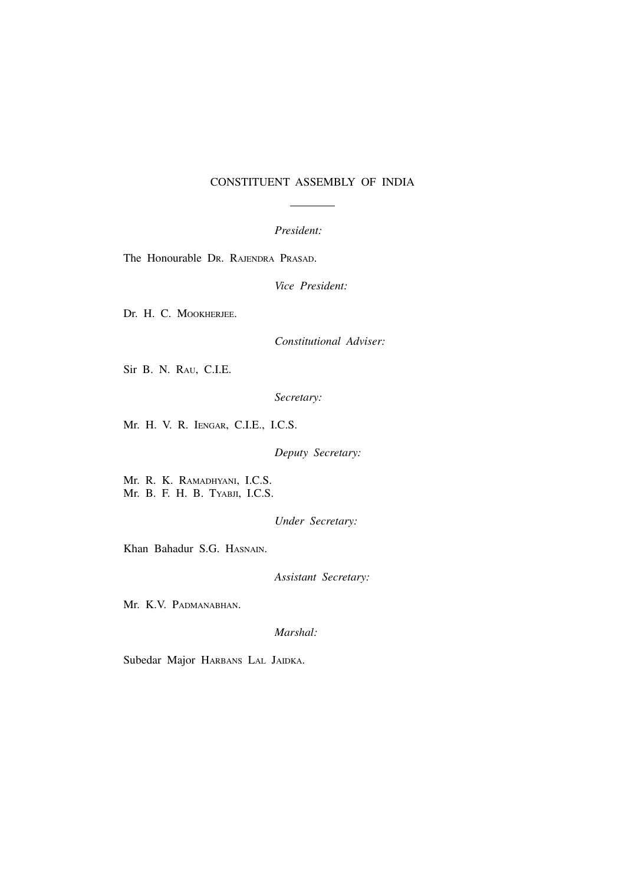# CONSTITUENT ASSEMBLY OF INDIA

*President:*

The Honourable DR. RAJENDRA PRASAD.

*Vice President:*

Dr. H. C. MOOKHERJEE.

*Constitutional Adviser:*

Sir B. N. RAU, C.I.E.

*Secretary:*

Mr. H. V. R. IENGAR, C.I.E., I.C.S.

*Deputy Secretary:*

Mr. R. K. RAMADHYANI, I.C.S.
Mr. B. F. H. B. TYABJI, I.C.S.

*Under Secretary:*

Khan Bahadur S.G. HASNAIN.

*Assistant Secretary:*

Mr. K.V. PADMANABHAN.

*Marshal:*

Subedar Major HARBANS LAL JAIDKA.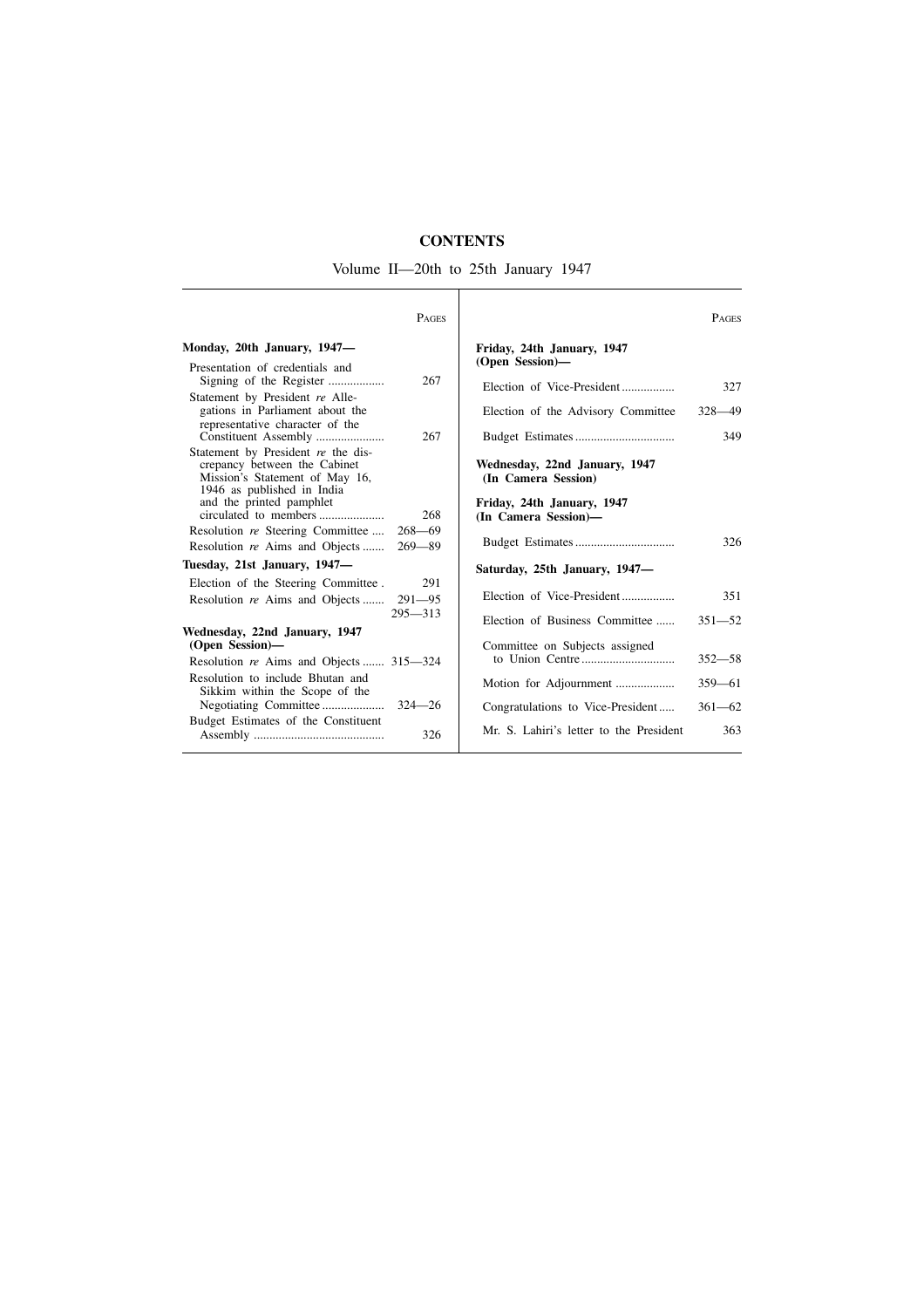# CONTENTS

## Volume II—20th to 25th January 1947

| | PAGES |
|---|---|
| **Monday, 20th January, 1947—** | |
| Presentation of credentials and Signing of the Register | 267 |
| Statement by President *re* Allegations in Parliament about the representative character of the Constituent Assembly | 267 |
| Statement by President *re* the discrepancy between the Cabinet Mission's Statement of May 16, 1946 as published in India and the printed pamphlet circulated to members | 268 |
| Resolution *re* Steering Committee | 268—69 |
| Resolution *re* Aims and Objects | 269—89 |
| **Tuesday, 21st January, 1947—** | |
| Election of the Steering Committee | 291 |
| Resolution *re* Aims and Objects | 291—95<br>295—313 |
| **Wednesday, 22nd January, 1947 (Open Session)—** | |
| Resolution *re* Aims and Objects | 315—324 |
| Resolution to include Bhutan and Sikkim within the Scope of the Negotiating Committee | 324—26 |
| Budget Estimates of the Constituent Assembly | 326 |
| **Friday, 24th January, 1947 (Open Session)—** | |
| Election of Vice-President | 327 |
| Election of the Advisory Committee | 328—49 |
| Budget Estimates | 349 |
| **Wednesday, 22nd January, 1947 (In Camera Session)** | |
| **Friday, 24th January, 1947 (In Camera Session)—** | |
| Budget Estimates | 326 |
| **Saturday, 25th January, 1947—** | |
| Election of Vice-President | 351 |
| Election of Business Committee | 351—52 |
| Committee on Subjects assigned to Union Centre | 352—58 |
| Motion for Adjournment | 359—61 |
| Congratulations to Vice-President | 361—62 |
| Mr. S. Lahiri's letter to the President | 363 |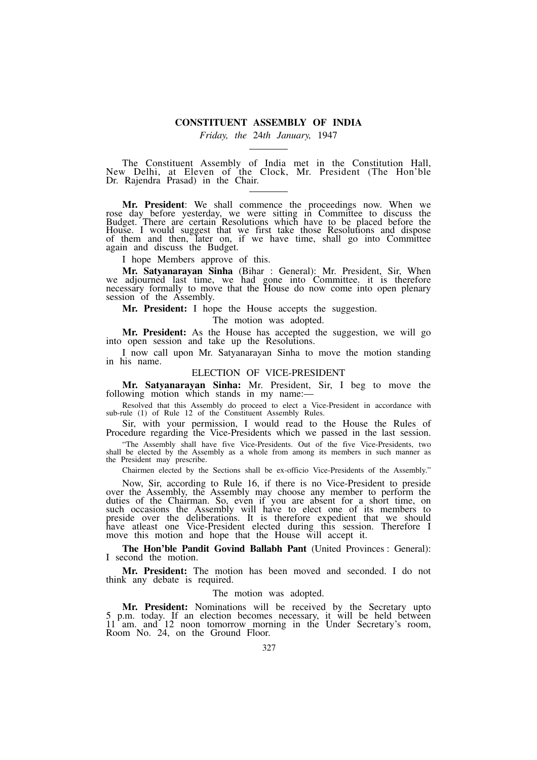# CONSTITUENT ASSEMBLY OF INDIA

*Friday, the 24th January, 1947*

---

The Constituent Assembly of India met in the Constitution Hall, New Delhi, at Eleven of the Clock, Mr. President (The Hon'ble Dr. Rajendra Prasad) in the Chair.

---

**Mr. President**: We shall commence the proceedings now. When we rose day before yesterday, we were sitting in Committee to discuss the Budget. There are certain Resolutions which have to be placed before the House. I would suggest that we first take those Resolutions and dispose of them and then, later on, if we have time, shall go into Committee again and discuss the Budget.

I hope Members approve of this.

**Mr. Satyanarayan Sinha** (Bihar : General): Mr. President, Sir, When we adjourned last time, we had gone into Committee. it is therefore necessary formally to move that the House do now come into open plenary session of the Assembly.

**Mr. President:** I hope the House accepts the suggestion.

The motion was adopted.

**Mr. President:** As the House has accepted the suggestion, we will go into open session and take up the Resolutions.

I now call upon Mr. Satyanarayan Sinha to move the motion standing in his name.

## ELECTION OF VICE-PRESIDENT

**Mr. Satyanarayan Sinha:** Mr. President, Sir, I beg to move the following motion which stands in my name:—

Resolved that this Assembly do proceed to elect a Vice-President in accordance with sub-rule (1) of Rule 12 of the Constituent Assembly Rules.

Sir, with your permission, I would read to the House the Rules of Procedure regarding the Vice-Presidents which we passed in the last session.

"The Assembly shall have five Vice-Presidents. Out of the five Vice-Presidents, two shall be elected by the Assembly as a whole from among its members in such manner as the President may prescribe.

Chairmen elected by the Sections shall be ex-officio Vice-Presidents of the Assembly."

Now, Sir, according to Rule 16, if there is no Vice-President to preside over the Assembly, the Assembly may choose any member to perform the duties of the Chairman. So, even if you are absent for a short time, on such occasions the Assembly will have to elect one of its members to preside over the deliberations. It is therefore expedient that we should have atleast one Vice-President elected during this session. Therefore I move this motion and hope that the House will accept it.

**The Hon'ble Pandit Govind Ballabh Pant** (United Provinces : General): I second the motion.

**Mr. President:** The motion has been moved and seconded. I do not think any debate is required.

The motion was adopted.

**Mr. President:** Nominations will be received by the Secretary upto 5 p.m. today. If an election becomes necessary, it will be held between 11 am. and 12 noon tomorrow morning in the Under Secretary's room, Room No. 24, on the Ground Floor.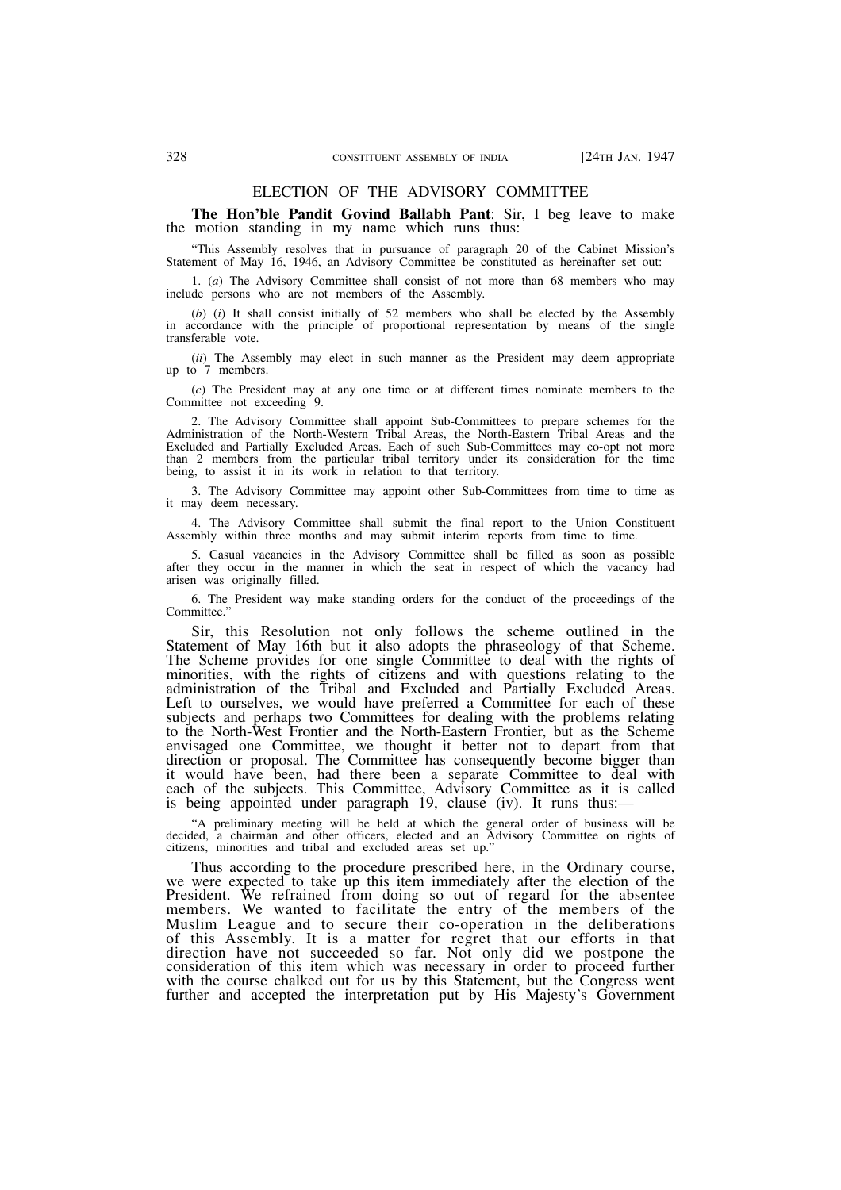## ELECTION OF THE ADVISORY COMMITTEE

**The Hon'ble Pandit Govind Ballabh Pant**: Sir, I beg leave to make the motion standing in my name which runs thus:

"This Assembly resolves that in pursuance of paragraph 20 of the Cabinet Mission's Statement of May 16, 1946, an Advisory Committee be constituted as hereinafter set out:—

1. (*a*) The Advisory Committee shall consist of not more than 68 members who may include persons who are not members of the Assembly.

(*b*) (*i*) It shall consist initially of 52 members who shall be elected by the Assembly in accordance with the principle of proportional representation by means of the single transferable vote.

(*ii*) The Assembly may elect in such manner as the President may deem appropriate up to 7 members.

(*c*) The President may at any one time or at different times nominate members to the Committee not exceeding 9.

2. The Advisory Committee shall appoint Sub-Committees to prepare schemes for the Administration of the North-Western Tribal Areas, the North-Eastern Tribal Areas and the Excluded and Partially Excluded Areas. Each of such Sub-Committees may co-opt not more than 2 members from the particular tribal territory under its consideration for the time being, to assist it in its work in relation to that territory.

3. The Advisory Committee may appoint other Sub-Committees from time to time as it may deem necessary.

4. The Advisory Committee shall submit the final report to the Union Constituent Assembly within three months and may submit interim reports from time to time.

5. Casual vacancies in the Advisory Committee shall be filled as soon as possible after they occur in the manner in which the seat in respect of which the vacancy had arisen was originally filled.

6. The President way make standing orders for the conduct of the proceedings of the Committee."

Sir, this Resolution not only follows the scheme outlined in the Statement of May 16th but it also adopts the phraseology of that Scheme. The Scheme provides for one single Committee to deal with the rights of minorities, with the rights of citizens and with questions relating to the administration of the Tribal and Excluded and Partially Excluded Areas. Left to ourselves, we would have preferred a Committee for each of these subjects and perhaps two Committees for dealing with the problems relating to the North-West Frontier and the North-Eastern Frontier, but as the Scheme envisaged one Committee, we thought it better not to depart from that direction or proposal. The Committee has consequently become bigger than it would have been, had there been a separate Committee to deal with each of the subjects. This Committee, Advisory Committee as it is called is being appointed under paragraph 19, clause (iv). It runs thus:—

"A preliminary meeting will be held at which the general order of business will be decided, a chairman and other officers, elected and an Advisory Committee on rights of citizens, minorities and tribal and excluded areas set up."

Thus according to the procedure prescribed here, in the Ordinary course, we were expected to take up this item immediately after the election of the President. We refrained from doing so out of regard for the absentee members. We wanted to facilitate the entry of the members of the Muslim League and to secure their co-operation in the deliberations of this Assembly. It is a matter for regret that our efforts in that direction have not succeeded so far. Not only did we postpone the consideration of this item which was necessary in order to proceed further with the course chalked out for us by this Statement, but the Congress went further and accepted the interpretation put by His Majesty's Government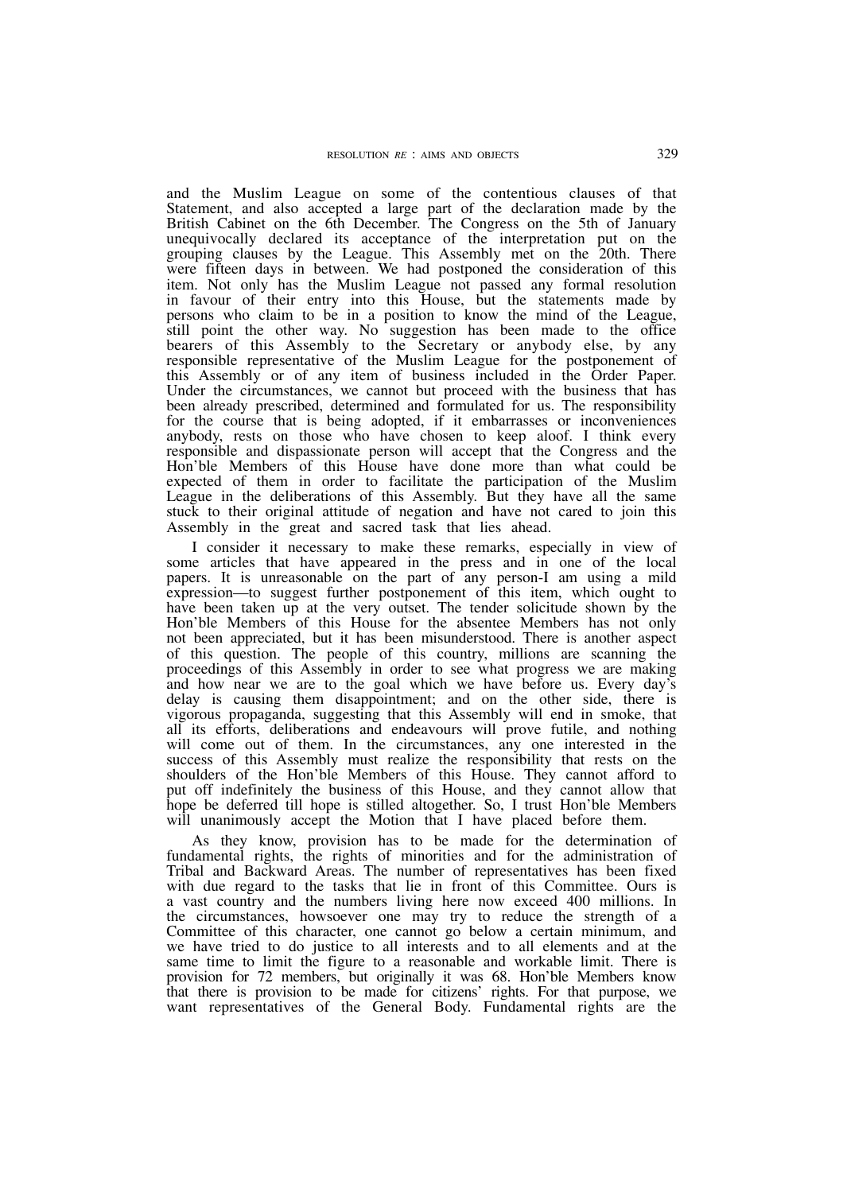and the Muslim League on some of the contentious clauses of that Statement, and also accepted a large part of the declaration made by the British Cabinet on the 6th December. The Congress on the 5th of January unequivocally declared its acceptance of the interpretation put on the grouping clauses by the League. This Assembly met on the 20th. There were fifteen days in between. We had postponed the consideration of this item. Not only has the Muslim League not passed any formal resolution in favour of their entry into this House, but the statements made by persons who claim to be in a position to know the mind of the League, still point the other way. No suggestion has been made to the office bearers of this Assembly to the Secretary or anybody else, by any responsible representative of the Muslim League for the postponement of this Assembly or of any item of business included in the Order Paper. Under the circumstances, we cannot but proceed with the business that has been already prescribed, determined and formulated for us. The responsibility for the course that is being adopted, if it embarrasses or inconveniences anybody, rests on those who have chosen to keep aloof. I think every responsible and dispassionate person will accept that the Congress and the Hon'ble Members of this House have done more than what could be expected of them in order to facilitate the participation of the Muslim League in the deliberations of this Assembly. But they have all the same stuck to their original attitude of negation and have not cared to join this Assembly in the great and sacred task that lies ahead.

I consider it necessary to make these remarks, especially in view of some articles that have appeared in the press and in one of the local papers. It is unreasonable on the part of any person-I am using a mild expression—to suggest further postponement of this item, which ought to have been taken up at the very outset. The tender solicitude shown by the Hon'ble Members of this House for the absentee Members has not only not been appreciated, but it has been misunderstood. There is another aspect of this question. The people of this country, millions are scanning the proceedings of this Assembly in order to see what progress we are making and how near we are to the goal which we have before us. Every day's delay is causing them disappointment; and on the other side, there is vigorous propaganda, suggesting that this Assembly will end in smoke, that all its efforts, deliberations and endeavours will prove futile, and nothing will come out of them. In the circumstances, any one interested in the success of this Assembly must realize the responsibility that rests on the shoulders of the Hon'ble Members of this House. They cannot afford to put off indefinitely the business of this House, and they cannot allow that hope be deferred till hope is stilled altogether. So, I trust Hon'ble Members will unanimously accept the Motion that I have placed before them.

As they know, provision has to be made for the determination of fundamental rights, the rights of minorities and for the administration of Tribal and Backward Areas. The number of representatives has been fixed with due regard to the tasks that lie in front of this Committee. Ours is a vast country and the numbers living here now exceed 400 millions. In the circumstances, howsoever one may try to reduce the strength of a Committee of this character, one cannot go below a certain minimum, and we have tried to do justice to all interests and to all elements and at the same time to limit the figure to a reasonable and workable limit. There is provision for 72 members, but originally it was 68. Hon'ble Members know that there is provision to be made for citizens' rights. For that purpose, we want representatives of the General Body. Fundamental rights are the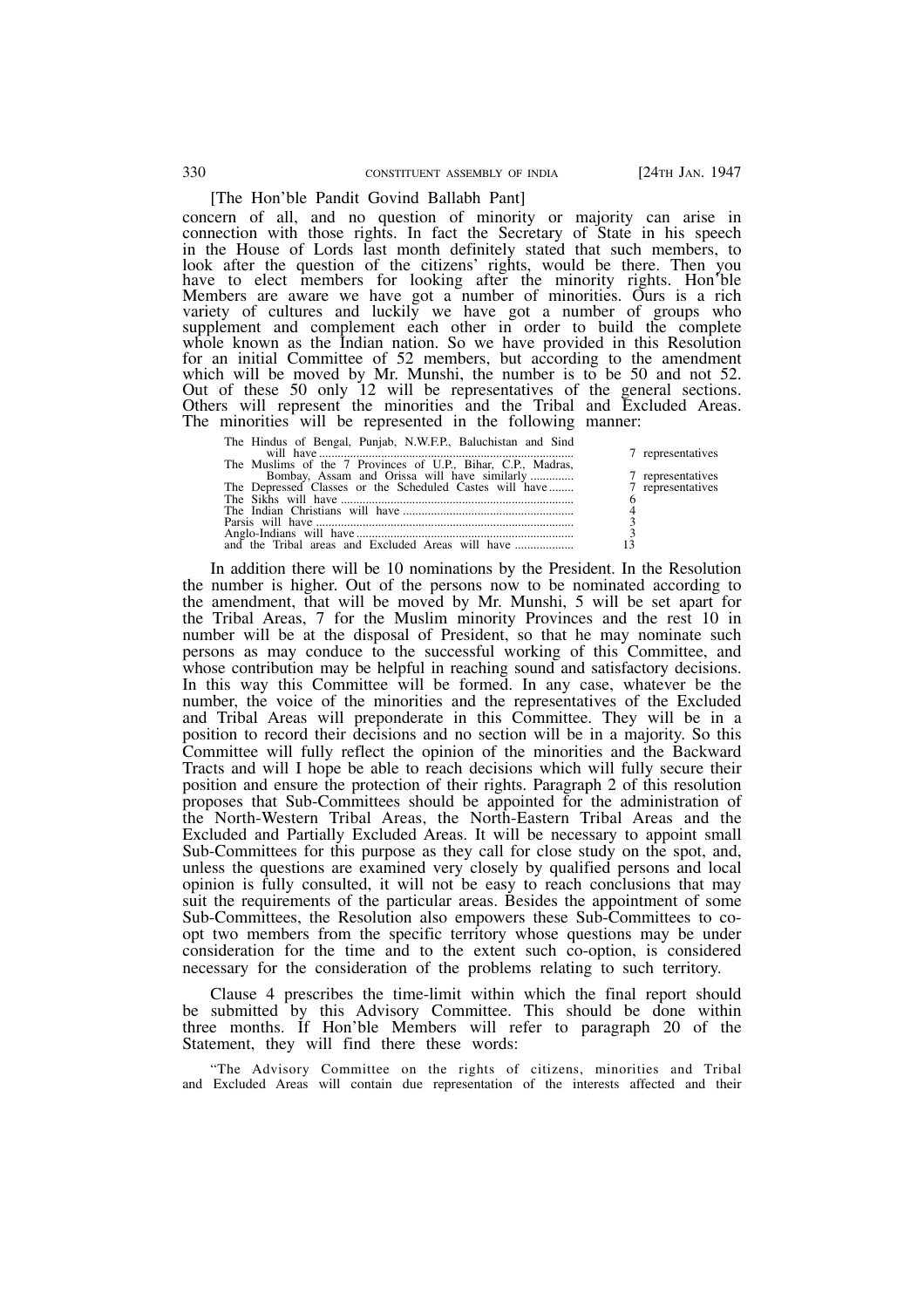[The Hon'ble Pandit Govind Ballabh Pant]

concern of all, and no question of minority or majority can arise in connection with those rights. In fact the Secretary of State in his speech in the House of Lords last month definitely stated that such members, to look after the question of the citizens' rights, would be there. Then you have to elect members for looking after the minority rights. Hon'ble Members are aware we have got a number of minorities. Ours is a rich variety of cultures and luckily we have got a number of groups who supplement and complement each other in order to build the complete whole known as the Indian nation. So we have provided in this Resolution for an initial Committee of 52 members, but according to the amendment which will be moved by Mr. Munshi, the number is to be 50 and not 52. Out of these 50 only 12 will be representatives of the general sections. Others will represent the minorities and the Tribal and Excluded Areas. The minorities will be represented in the following manner:

| | |
|---|---|
| The Hindus of Bengal, Punjab, N.W.F.P., Baluchistan and Sind will have | 7 representatives |
| The Muslims of the 7 Provinces of U.P., Bihar, C.P., Madras, Bombay, Assam and Orissa will have similarly | 7 representatives |
| The Depressed Classes or the Scheduled Castes will have | 7 representatives |
| The Sikhs will have | 6 |
| The Indian Christians will have | 4 |
| Parsis will have | 3 |
| Anglo-Indians will have | 3 |
| and the Tribal areas and Excluded Areas will have | 13 |

In addition there will be 10 nominations by the President. In the Resolution the number is higher. Out of the persons now to be nominated according to the amendment, that will be moved by Mr. Munshi, 5 will be set apart for the Tribal Areas, 7 for the Muslim minority Provinces and the rest 10 in number will be at the disposal of President, so that he may nominate such persons as may conduce to the successful working of this Committee, and whose contribution may be helpful in reaching sound and satisfactory decisions. In this way this Committee will be formed. In any case, whatever be the number, the voice of the minorities and the representatives of the Excluded and Tribal Areas will preponderate in this Committee. They will be in a position to record their decisions and no section will be in a majority. So this Committee will fully reflect the opinion of the minorities and the Backward Tracts and will I hope be able to reach decisions which will fully secure their position and ensure the protection of their rights. Paragraph 2 of this resolution proposes that Sub-Committees should be appointed for the administration of the North-Western Tribal Areas, the North-Eastern Tribal Areas and the Excluded and Partially Excluded Areas. It will be necessary to appoint small Sub-Committees for this purpose as they call for close study on the spot, and, unless the questions are examined very closely by qualified persons and local opinion is fully consulted, it will not be easy to reach conclusions that may suit the requirements of the particular areas. Besides the appointment of some Sub-Committees, the Resolution also empowers these Sub-Committees to co-opt two members from the specific territory whose questions may be under consideration for the time and to the extent such co-option, is considered necessary for the consideration of the problems relating to such territory.

Clause 4 prescribes the time-limit within which the final report should be submitted by this Advisory Committee. This should be done within three months. If Hon'ble Members will refer to paragraph 20 of the Statement, they will find there these words:

"The Advisory Committee on the rights of citizens, minorities and Tribal and Excluded Areas will contain due representation of the interests affected and their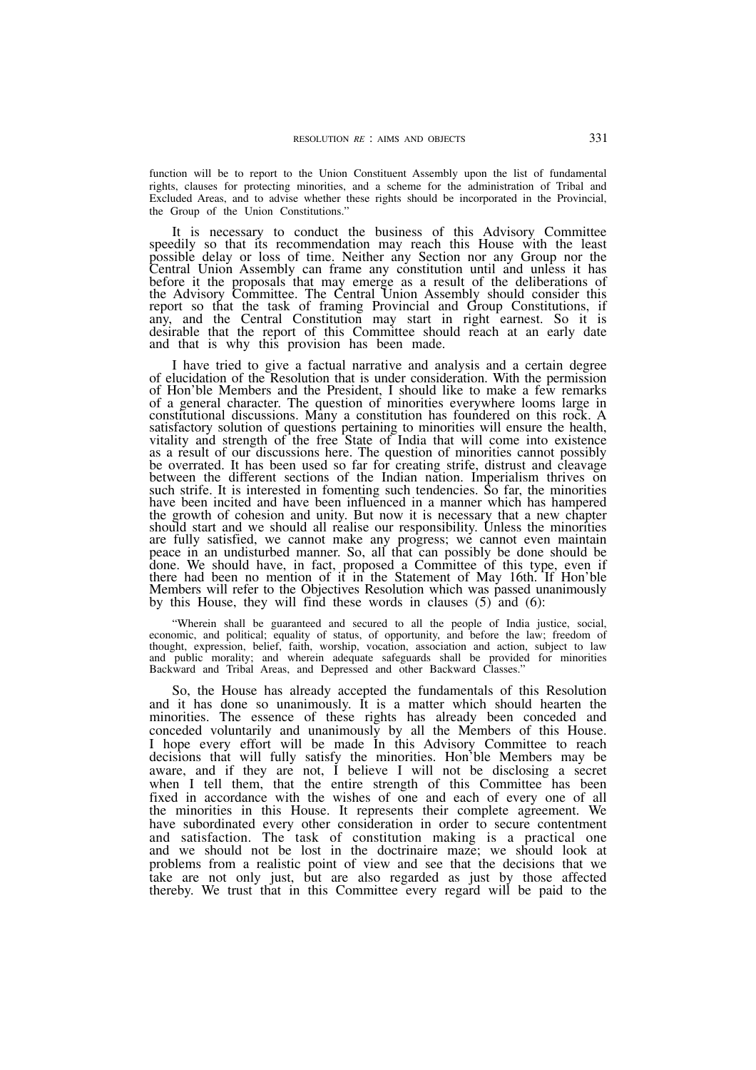function will be to report to the Union Constituent Assembly upon the list of fundamental rights, clauses for protecting minorities, and a scheme for the administration of Tribal and Excluded Areas, and to advise whether these rights should be incorporated in the Provincial, the Group of the Union Constitutions."

It is necessary to conduct the business of this Advisory Committee speedily so that its recommendation may reach this House with the least possible delay or loss of time. Neither any Section nor any Group nor the Central Union Assembly can frame any constitution until and unless it has before it the proposals that may emerge as a result of the deliberations of the Advisory Committee. The Central Union Assembly should consider this report so that the task of framing Provincial and Group Constitutions, if any, and the Central Constitution may start in right earnest. So it is desirable that the report of this Committee should reach at an early date and that is why this provision has been made.

I have tried to give a factual narrative and analysis and a certain degree of elucidation of the Resolution that is under consideration. With the permission of Hon'ble Members and the President, I should like to make a few remarks of a general character. The question of minorities everywhere looms large in constitutional discussions. Many a constitution has foundered on this rock. A satisfactory solution of questions pertaining to minorities will ensure the health, vitality and strength of the free State of India that will come into existence as a result of our discussions here. The question of minorities cannot possibly be overrated. It has been used so far for creating strife, distrust and cleavage between the different sections of the Indian nation. Imperialism thrives on such strife. It is interested in fomenting such tendencies. So far, the minorities have been incited and have been influenced in a manner which has hampered the growth of cohesion and unity. But now it is necessary that a new chapter should start and we should all realise our responsibility. Unless the minorities are fully satisfied, we cannot make any progress; we cannot even maintain peace in an undisturbed manner. So, all that can possibly be done should be done. We should have, in fact, proposed a Committee of this type, even if there had been no mention of it in the Statement of May 16th. If Hon'ble Members will refer to the Objectives Resolution which was passed unanimously by this House, they will find these words in clauses (5) and (6):

"Wherein shall be guaranteed and secured to all the people of India justice, social, economic, and political; equality of status, of opportunity, and before the law; freedom of thought, expression, belief, faith, worship, vocation, association and action, subject to law and public morality; and wherein adequate safeguards shall be provided for minorities Backward and Tribal Areas, and Depressed and other Backward Classes."

So, the House has already accepted the fundamentals of this Resolution and it has done so unanimously. It is a matter which should hearten the minorities. The essence of these rights has already been conceded and conceded voluntarily and unanimously by all the Members of this House. I hope every effort will be made In this Advisory Committee to reach decisions that will fully satisfy the minorities. Hon'ble Members may be aware, and if they are not, I believe I will not be disclosing a secret when I tell them, that the entire strength of this Committee has been fixed in accordance with the wishes of one and each of every one of all the minorities in this House. It represents their complete agreement. We have subordinated every other consideration in order to secure contentment and satisfaction. The task of constitution making is a practical one and we should not be lost in the doctrinaire maze; we should look at problems from a realistic point of view and see that the decisions that we take are not only just, but are also regarded as just by those affected thereby. We trust that in this Committee every regard will be paid to the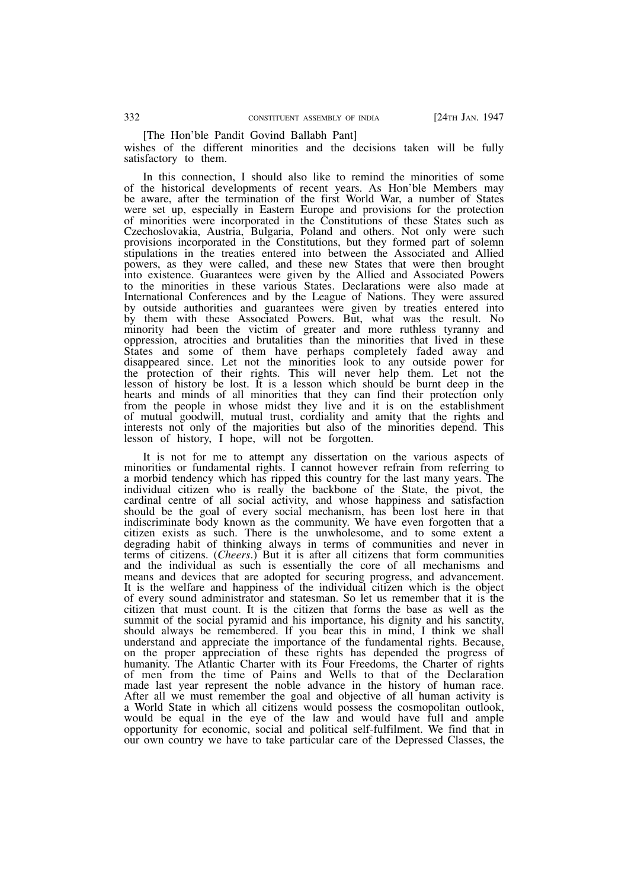[The Hon'ble Pandit Govind Ballabh Pant]

wishes of the different minorities and the decisions taken will be fully satisfactory to them.

In this connection, I should also like to remind the minorities of some of the historical developments of recent years. As Hon'ble Members may be aware, after the termination of the first World War, a number of States were set up, especially in Eastern Europe and provisions for the protection of minorities were incorporated in the Constitutions of these States such as Czechoslovakia, Austria, Bulgaria, Poland and others. Not only were such provisions incorporated in the Constitutions, but they formed part of solemn stipulations in the treaties entered into between the Associated and Allied powers, as they were called, and these new States that were then brought into existence. Guarantees were given by the Allied and Associated Powers to the minorities in these various States. Declarations were also made at International Conferences and by the League of Nations. They were assured by outside authorities and guarantees were given by treaties entered into by them with these Associated Powers. But, what was the result. No minority had been the victim of greater and more ruthless tyranny and oppression, atrocities and brutalities than the minorities that lived in these States and some of them have perhaps completely faded away and disappeared since. Let not the minorities look to any outside power for the protection of their rights. This will never help them. Let not the lesson of history be lost. It is a lesson which should be burnt deep in the hearts and minds of all minorities that they can find their protection only from the people in whose midst they live and it is on the establishment of mutual goodwill, mutual trust, cordiality and amity that the rights and interests not only of the majorities but also of the minorities depend. This lesson of history, I hope, will not be forgotten.

It is not for me to attempt any dissertation on the various aspects of minorities or fundamental rights. I cannot however refrain from referring to a morbid tendency which has ripped this country for the last many years. The individual citizen who is really the backbone of the State, the pivot, the cardinal centre of all social activity, and whose happiness and satisfaction should be the goal of every social mechanism, has been lost here in that indiscriminate body known as the community. We have even forgotten that a citizen exists as such. There is the unwholesome, and to some extent a degrading habit of thinking always in terms of communities and never in terms of citizens. (*Cheers*.) But it is after all citizens that form communities and the individual as such is essentially the core of all mechanisms and means and devices that are adopted for securing progress, and advancement. It is the welfare and happiness of the individual citizen which is the object of every sound administrator and statesman. So let us remember that it is the citizen that must count. It is the citizen that forms the base as well as the summit of the social pyramid and his importance, his dignity and his sanctity, should always be remembered. If you bear this in mind, I think we shall understand and appreciate the importance of the fundamental rights. Because, on the proper appreciation of these rights has depended the progress of humanity. The Atlantic Charter with its Four Freedoms, the Charter of rights of men from the time of Pains and Wells to that of the Declaration made last year represent the noble advance in the history of human race. After all we must remember the goal and objective of all human activity is a World State in which all citizens would possess the cosmopolitan outlook, would be equal in the eye of the law and would have full and ample opportunity for economic, social and political self-fulfilment. We find that in our own country we have to take particular care of the Depressed Classes, the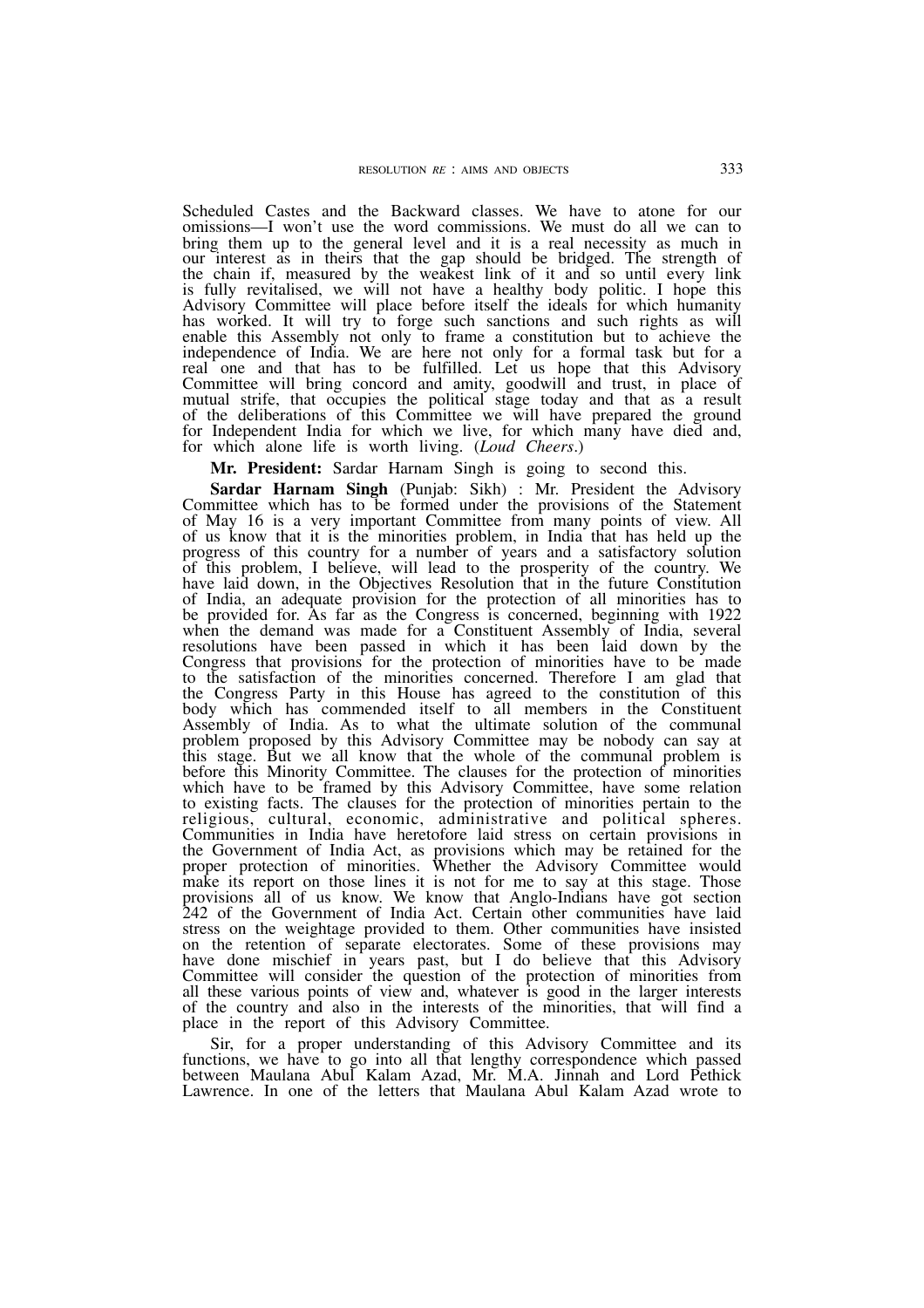Scheduled Castes and the Backward classes. We have to atone for our omissions—I won't use the word commissions. We must do all we can to bring them up to the general level and it is a real necessity as much in our interest as in theirs that the gap should be bridged. The strength of the chain if, measured by the weakest link of it and so until every link is fully revitalised, we will not have a healthy body politic. I hope this Advisory Committee will place before itself the ideals for which humanity has worked. It will try to forge such sanctions and such rights as will enable this Assembly not only to frame a constitution but to achieve the independence of India. We are here not only for a formal task but for a real one and that has to be fulfilled. Let us hope that this Advisory Committee will bring concord and amity, goodwill and trust, in place of mutual strife, that occupies the political stage today and that as a result of the deliberations of this Committee we will have prepared the ground for Independent India for which we live, for which many have died and, for which alone life is worth living. (*Loud Cheers*.)

**Mr. President:** Sardar Harnam Singh is going to second this.

**Sardar Harnam Singh** (Punjab: Sikh) : Mr. President the Advisory Committee which has to be formed under the provisions of the Statement of May 16 is a very important Committee from many points of view. All of us know that it is the minorities problem, in India that has held up the progress of this country for a number of years and a satisfactory solution of this problem, I believe, will lead to the prosperity of the country. We have laid down, in the Objectives Resolution that in the future Constitution of India, an adequate provision for the protection of all minorities has to be provided for. As far as the Congress is concerned, beginning with 1922 when the demand was made for a Constituent Assembly of India, several resolutions have been passed in which it has been laid down by the Congress that provisions for the protection of minorities have to be made to the satisfaction of the minorities concerned. Therefore I am glad that the Congress Party in this House has agreed to the constitution of this body which has commended itself to all members in the Constituent Assembly of India. As to what the ultimate solution of the communal problem proposed by this Advisory Committee may be nobody can say at this stage. But we all know that the whole of the communal problem is before this Minority Committee. The clauses for the protection of minorities which have to be framed by this Advisory Committee, have some relation to existing facts. The clauses for the protection of minorities pertain to the religious, cultural, economic, administrative and political spheres. Communities in India have heretofore laid stress on certain provisions in the Government of India Act, as provisions which may be retained for the proper protection of minorities. Whether the Advisory Committee would make its report on those lines it is not for me to say at this stage. Those provisions all of us know. We know that Anglo-Indians have got section 242 of the Government of India Act. Certain other communities have laid stress on the weightage provided to them. Other communities have insisted on the retention of separate electorates. Some of these provisions may have done mischief in years past, but I do believe that this Advisory Committee will consider the question of the protection of minorities from all these various points of view and, whatever is good in the larger interests of the country and also in the interests of the minorities, that will find a place in the report of this Advisory Committee.

Sir, for a proper understanding of this Advisory Committee and its functions, we have to go into all that lengthy correspondence which passed between Maulana Abul Kalam Azad, Mr. M.A. Jinnah and Lord Pethick Lawrence. In one of the letters that Maulana Abul Kalam Azad wrote to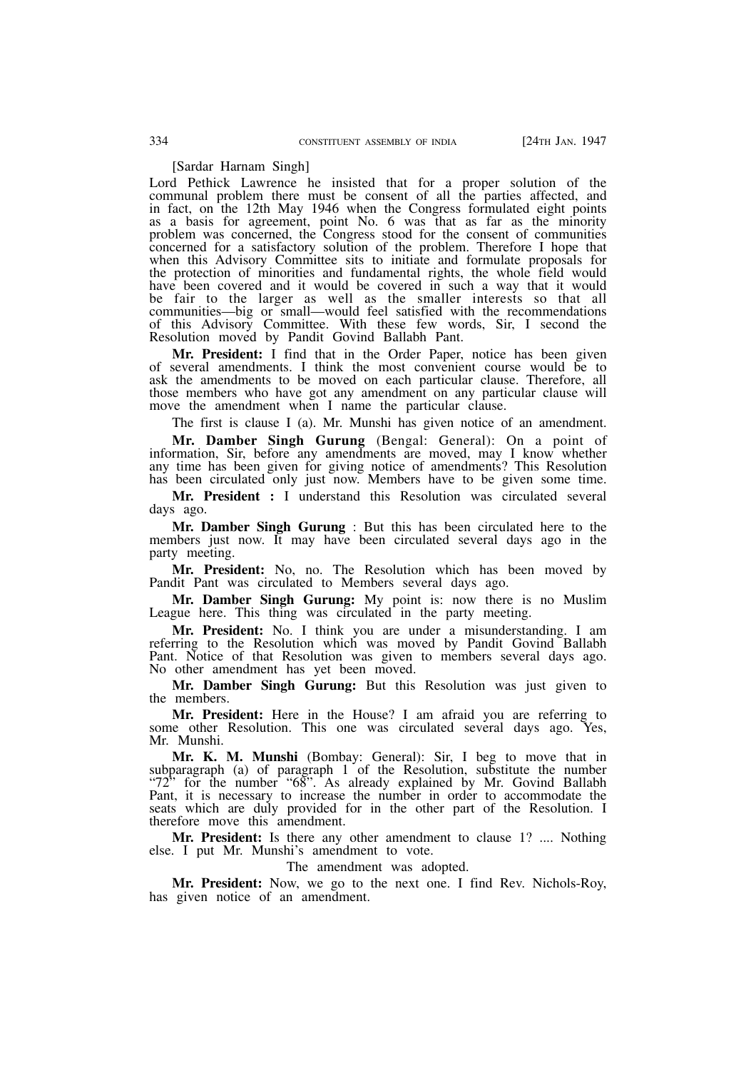[Sardar Harnam Singh]

Lord Pethick Lawrence he insisted that for a proper solution of the communal problem there must be consent of all the parties affected, and in fact, on the 12th May 1946 when the Congress formulated eight points as a basis for agreement, point No. 6 was that as far as the minority problem was concerned, the Congress stood for the consent of communities concerned for a satisfactory solution of the problem. Therefore I hope that when this Advisory Committee sits to initiate and formulate proposals for the protection of minorities and fundamental rights, the whole field would have been covered and it would be covered in such a way that it would be fair to the larger as well as the smaller interests so that all communities—big or small—would feel satisfied with the recommendations of this Advisory Committee. With these few words, Sir, I second the Resolution moved by Pandit Govind Ballabh Pant.

**Mr. President:** I find that in the Order Paper, notice has been given of several amendments. I think the most convenient course would be to ask the amendments to be moved on each particular clause. Therefore, all those members who have got any amendment on any particular clause will move the amendment when I name the particular clause.

The first is clause I (a). Mr. Munshi has given notice of an amendment.

**Mr. Damber Singh Gurung** (Bengal: General): On a point of information, Sir, before any amendments are moved, may I know whether any time has been given for giving notice of amendments? This Resolution has been circulated only just now. Members have to be given some time.

**Mr. President :** I understand this Resolution was circulated several days ago.

**Mr. Damber Singh Gurung** : But this has been circulated here to the members just now. It may have been circulated several days ago in the party meeting.

**Mr. President:** No, no. The Resolution which has been moved by Pandit Pant was circulated to Members several days ago.

**Mr. Damber Singh Gurung:** My point is: now there is no Muslim League here. This thing was circulated in the party meeting.

**Mr. President:** No. I think you are under a misunderstanding. I am referring to the Resolution which was moved by Pandit Govind Ballabh Pant. Notice of that Resolution was given to members several days ago. No other amendment has yet been moved.

**Mr. Damber Singh Gurung:** But this Resolution was just given to the members.

**Mr. President:** Here in the House? I am afraid you are referring to some other Resolution. This one was circulated several days ago. Yes, Mr. Munshi.

**Mr. K. M. Munshi** (Bombay: General): Sir, I beg to move that in subparagraph (a) of paragraph 1 of the Resolution, substitute the number "72" for the number "68". As already explained by Mr. Govind Ballabh Pant, it is necessary to increase the number in order to accommodate the seats which are duly provided for in the other part of the Resolution. I therefore move this amendment.

**Mr. President:** Is there any other amendment to clause 1? .... Nothing else. I put Mr. Munshi's amendment to vote.

The amendment was adopted.

**Mr. President:** Now, we go to the next one. I find Rev. Nichols-Roy, has given notice of an amendment.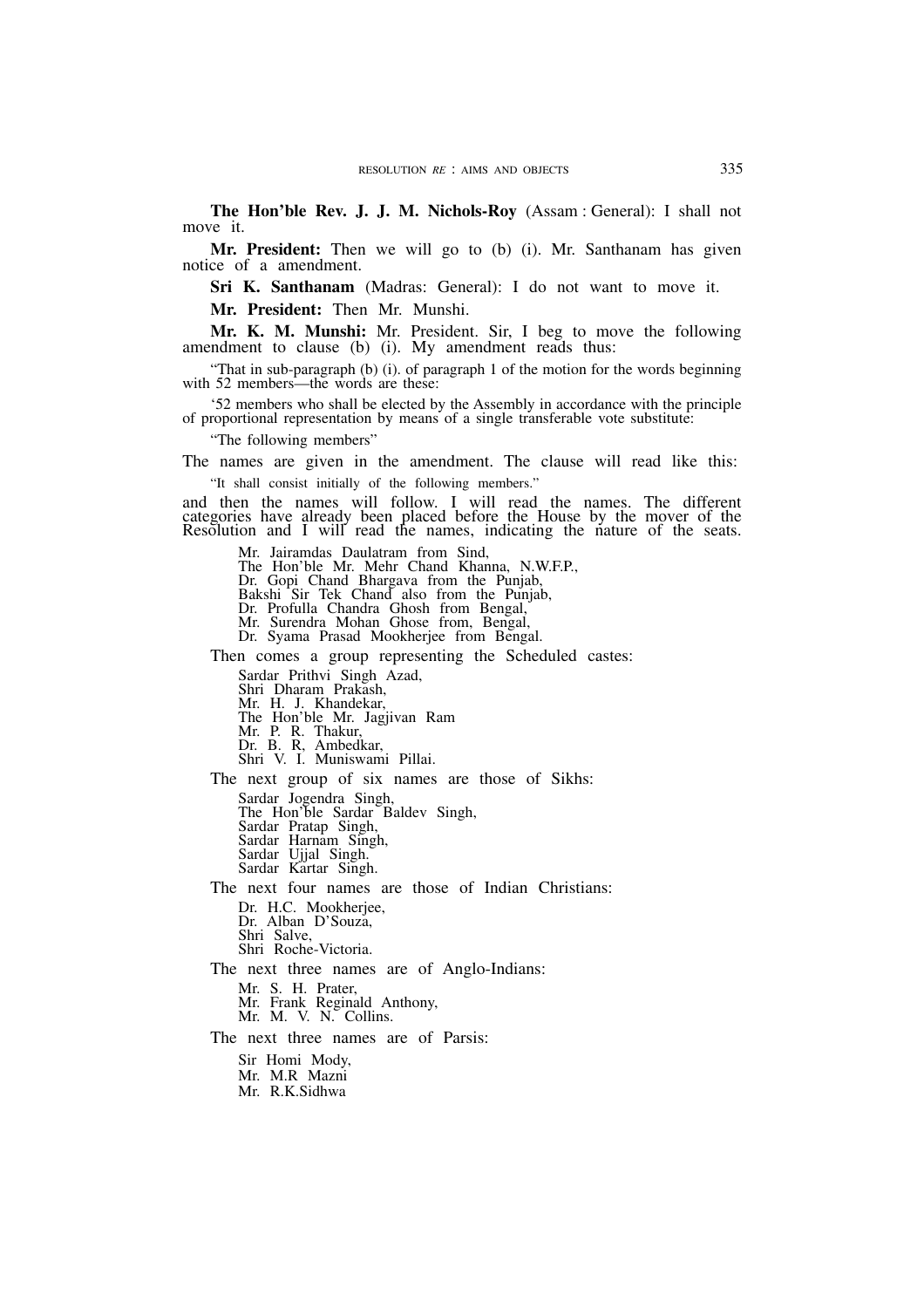**The Hon'ble Rev. J. J. M. Nichols-Roy** (Assam : General): I shall not move it.

**Mr. President:** Then we will go to (b) (i). Mr. Santhanam has given notice of a amendment.

**Sri K. Santhanam** (Madras: General): I do not want to move it.

**Mr. President:** Then Mr. Munshi.

**Mr. K. M. Munshi:** Mr. President. Sir, I beg to move the following amendment to clause (b) (i). My amendment reads thus:

"That in sub-paragraph (b) (i). of paragraph 1 of the motion for the words beginning with 52 members—the words are these:

'52 members who shall be elected by the Assembly in accordance with the principle of proportional representation by means of a single transferable vote substitute:

"The following members"

The names are given in the amendment. The clause will read like this:

"It shall consist initially of the following members."

and then the names will follow. I will read the names. The different categories have already been placed before the House by the mover of the Resolution and I will read the names, indicating the nature of the seats.

Mr. Jairamdas Daulatram from Sind,
The Hon'ble Mr. Mehr Chand Khanna, N.W.F.P.,
Dr. Gopi Chand Bhargava from the Punjab,
Bakshi Sir Tek Chand also from the Punjab,
Dr. Profulla Chandra Ghosh from Bengal,
Mr. Surendra Mohan Ghose from, Bengal,
Dr. Syama Prasad Mookherjee from Bengal.

Then comes a group representing the Scheduled castes:

Sardar Prithvi Singh Azad,
Shri Dharam Prakash,
Mr. H. J. Khandekar,
The Hon'ble Mr. Jagjivan Ram
Mr. P. R. Thakur,
Dr. B. R, Ambedkar,
Shri V. I. Muniswami Pillai.

The next group of six names are those of Sikhs:

Sardar Jogendra Singh,
The Hon'ble Sardar Baldev Singh,
Sardar Pratap Singh,
Sardar Harnam Singh,
Sardar Ujjal Singh.
Sardar Kartar Singh.

The next four names are those of Indian Christians:

Dr. H.C. Mookherjee,
Dr. Alban D'Souza,
Shri Salve,
Shri Roche-Victoria.

The next three names are of Anglo-Indians:

Mr. S. H. Prater,
Mr. Frank Reginald Anthony,
Mr. M. V. N. Collins.

The next three names are of Parsis:

Sir Homi Mody,
Mr. M.R Mazni
Mr. R.K.Sidhwa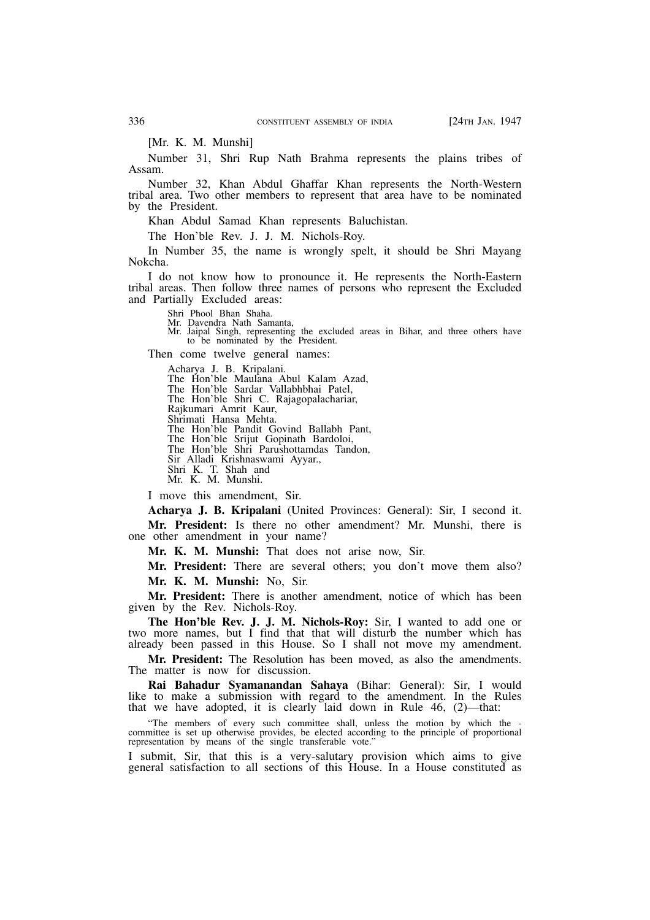[Mr. K. M. Munshi]

Number 31, Shri Rup Nath Brahma represents the plains tribes of Assam.

Number 32, Khan Abdul Ghaffar Khan represents the North-Western tribal area. Two other members to represent that area have to be nominated by the President.

Khan Abdul Samad Khan represents Baluchistan.

The Hon'ble Rev. J. J. M. Nichols-Roy.

In Number 35, the name is wrongly spelt, it should be Shri Mayang Nokcha.

I do not know how to pronounce it. He represents the North-Eastern tribal areas. Then follow three names of persons who represent the Excluded and Partially Excluded areas:

> Shri Phool Bhan Shaha.
> Mr. Davendra Nath Samanta,
> Mr. Jaipal Singh, representing the excluded areas in Bihar, and three others have to be nominated by the President.

Then come twelve general names:

> Acharya J. B. Kripalani.
> The Hon'ble Maulana Abul Kalam Azad,
> The Hon'ble Sardar Vallabhbhai Patel,
> The Hon'ble Shri C. Rajagopalachariar,
> Rajkumari Amrit Kaur,
> Shrimati Hansa Mehta.
> The Hon'ble Pandit Govind Ballabh Pant,
> The Hon'ble Srijut Gopinath Bardoloi,
> The Hon'ble Shri Parushottamdas Tandon,
> Sir Alladi Krishnaswami Ayyar.,
> Shri K. T. Shah and
> Mr. K. M. Munshi.

I move this amendment, Sir.

**Acharya J. B. Kripalani** (United Provinces: General): Sir, I second it.

**Mr. President:** Is there no other amendment? Mr. Munshi, there is one other amendment in your name?

**Mr. K. M. Munshi:** That does not arise now, Sir.

**Mr. President:** There are several others; you don't move them also?

**Mr. K. M. Munshi:** No, Sir.

**Mr. President:** There is another amendment, notice of which has been given by the Rev. Nichols-Roy.

**The Hon'ble Rev. J. J. M. Nichols-Roy:** Sir, I wanted to add one or two more names, but I find that that will disturb the number which has already been passed in this House. So I shall not move my amendment.

**Mr. President:** The Resolution has been moved, as also the amendments. The matter is now for discussion.

**Rai Bahadur Syamanandan Sahaya** (Bihar: General): Sir, I would like to make a submission with regard to the amendment. In the Rules that we have adopted, it is clearly laid down in Rule 46, (2)—that:

> "The members of every such committee shall, unless the motion by which the - committee is set up otherwise provides, be elected according to the principle of proportional representation by means of the single transferable vote."

I submit, Sir, that this is a very-salutary provision which aims to give general satisfaction to all sections of this House. In a House constituted as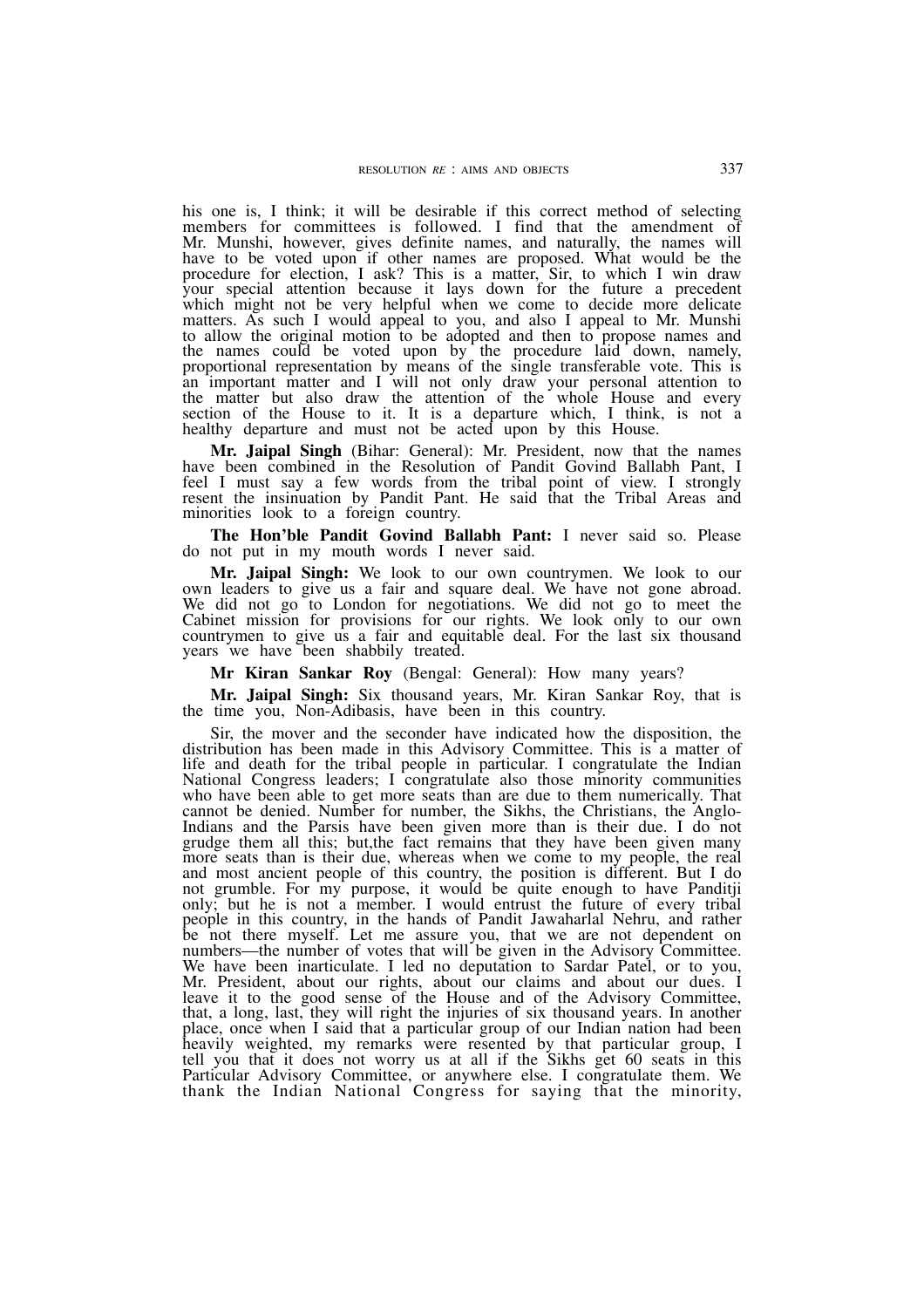his one is, I think; it will be desirable if this correct method of selecting members for committees is followed. I find that the amendment of Mr. Munshi, however, gives definite names, and naturally, the names will have to be voted upon if other names are proposed. What would be the procedure for election, I ask? This is a matter, Sir, to which I win draw your special attention because it lays down for the future a precedent which might not be very helpful when we come to decide more delicate matters. As such I would appeal to you, and also I appeal to Mr. Munshi to allow the original motion to be adopted and then to propose names and the names could be voted upon by the procedure laid down, namely, proportional representation by means of the single transferable vote. This is an important matter and I will not only draw your personal attention to the matter but also draw the attention of the whole House and every section of the House to it. It is a departure which, I think, is not a healthy departure and must not be acted upon by this House.

**Mr. Jaipal Singh** (Bihar: General): Mr. President, now that the names have been combined in the Resolution of Pandit Govind Ballabh Pant, I feel I must say a few words from the tribal point of view. I strongly resent the insinuation by Pandit Pant. He said that the Tribal Areas and minorities look to a foreign country.

**The Hon'ble Pandit Govind Ballabh Pant:** I never said so. Please do not put in my mouth words I never said.

**Mr. Jaipal Singh:** We look to our own countrymen. We look to our own leaders to give us a fair and square deal. We have not gone abroad. We did not go to London for negotiations. We did not go to meet the Cabinet mission for provisions for our rights. We look only to our own countrymen to give us a fair and equitable deal. For the last six thousand years we have been shabbily treated.

**Mr Kiran Sankar Roy** (Bengal: General): How many years?

**Mr. Jaipal Singh:** Six thousand years, Mr. Kiran Sankar Roy, that is the time you, Non-Adibasis, have been in this country.

Sir, the mover and the seconder have indicated how the disposition, the distribution has been made in this Advisory Committee. This is a matter of life and death for the tribal people in particular. I congratulate the Indian National Congress leaders; I congratulate also those minority communities who have been able to get more seats than are due to them numerically. That cannot be denied. Number for number, the Sikhs, the Christians, the Anglo-Indians and the Parsis have been given more than is their due. I do not grudge them all this; but,the fact remains that they have been given many more seats than is their due, whereas when we come to my people, the real and most ancient people of this country, the position is different. But I do not grumble. For my purpose, it would be quite enough to have Panditji only; but he is not a member. I would entrust the future of every tribal people in this country, in the hands of Pandit Jawaharlal Nehru, and rather be not there myself. Let me assure you, that we are not dependent on numbers—the number of votes that will be given in the Advisory Committee. We have been inarticulate. I led no deputation to Sardar Patel, or to you, Mr. President, about our rights, about our claims and about our dues. I leave it to the good sense of the House and of the Advisory Committee, that, a long, last, they will right the injuries of six thousand years. In another place, once when I said that a particular group of our Indian nation had been heavily weighted, my remarks were resented by that particular group, I tell you that it does not worry us at all if the Sikhs get 60 seats in this Particular Advisory Committee, or anywhere else. I congratulate them. We thank the Indian National Congress for saying that the minority,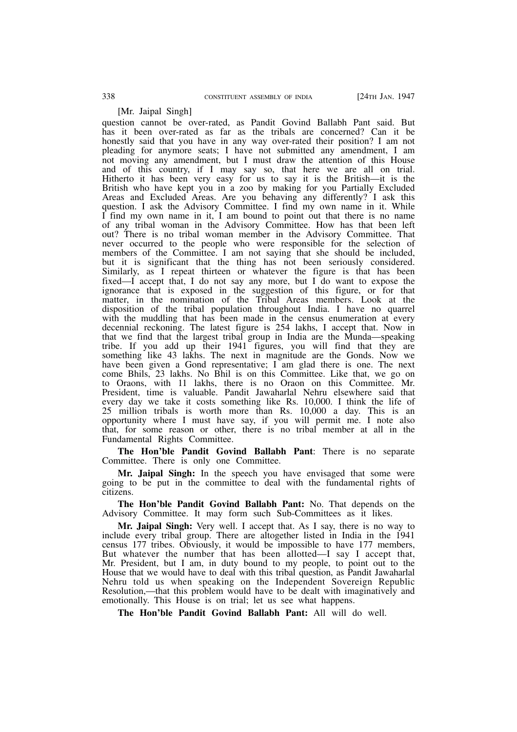[Mr. Jaipal Singh]

question cannot be over-rated, as Pandit Govind Ballabh Pant said. But has it been over-rated as far as the tribals are concerned? Can it be honestly said that you have in any way over-rated their position? I am not pleading for anymore seats; I have not submitted any amendment, I am not moving any amendment, but I must draw the attention of this House and of this country, if I may say so, that here we are all on trial. Hitherto it has been very easy for us to say it is the British—it is the British who have kept you in a zoo by making for you Partially Excluded Areas and Excluded Areas. Are you behaving any differently? I ask this question. I ask the Advisory Committee. I find my own name in it. While I find my own name in it, I am bound to point out that there is no name of any tribal woman in the Advisory Committee. How has that been left out? There is no tribal woman member in the Advisory Committee. That never occurred to the people who were responsible for the selection of members of the Committee. I am not saying that she should be included, but it is significant that the thing has not been seriously considered. Similarly, as I repeat thirteen or whatever the figure is that has been fixed—I accept that, I do not say any more, but I do want to expose the ignorance that is exposed in the suggestion of this figure, or for that matter, in the nomination of the Tribal Areas members. Look at the disposition of the tribal population throughout India. I have no quarrel with the muddling that has been made in the census enumeration at every decennial reckoning. The latest figure is 254 lakhs, I accept that. Now in that we find that the largest tribal group in India are the Munda—speaking tribe. If you add up their 1941 figures, you will find that they are something like 43 lakhs. The next in magnitude are the Gonds. Now we have been given a Gond representative; I am glad there is one. The next come Bhils, 23 lakhs. No Bhil is on this Committee. Like that, we go on to Oraons, with 11 lakhs, there is no Oraon on this Committee. Mr. President, time is valuable. Pandit Jawaharlal Nehru elsewhere said that every day we take it costs something like Rs. 10,000. I think the life of 25 million tribals is worth more than Rs. 10,000 a day. This is an opportunity where I must have say, if you will permit me. I note also that, for some reason or other, there is no tribal member at all in the Fundamental Rights Committee.

**The Hon'ble Pandit Govind Ballabh Pant**: There is no separate Committee. There is only one Committee.

**Mr. Jaipal Singh:** In the speech you have envisaged that some were going to be put in the committee to deal with the fundamental rights of citizens.

**The Hon'ble Pandit Govind Ballabh Pant:** No. That depends on the Advisory Committee. It may form such Sub-Committees as it likes.

**Mr. Jaipal Singh:** Very well. I accept that. As I say, there is no way to include every tribal group. There are altogether listed in India in the 1941 census 177 tribes. Obviously, it would be impossible to have 177 members, But whatever the number that has been allotted—I say I accept that, Mr. President, but I am, in duty bound to my people, to point out to the House that we would have to deal with this tribal question, as Pandit Jawaharlal Nehru told us when speaking on the Independent Sovereign Republic Resolution,—that this problem would have to be dealt with imaginatively and emotionally. This House is on trial; let us see what happens.

**The Hon'ble Pandit Govind Ballabh Pant:** All will do well.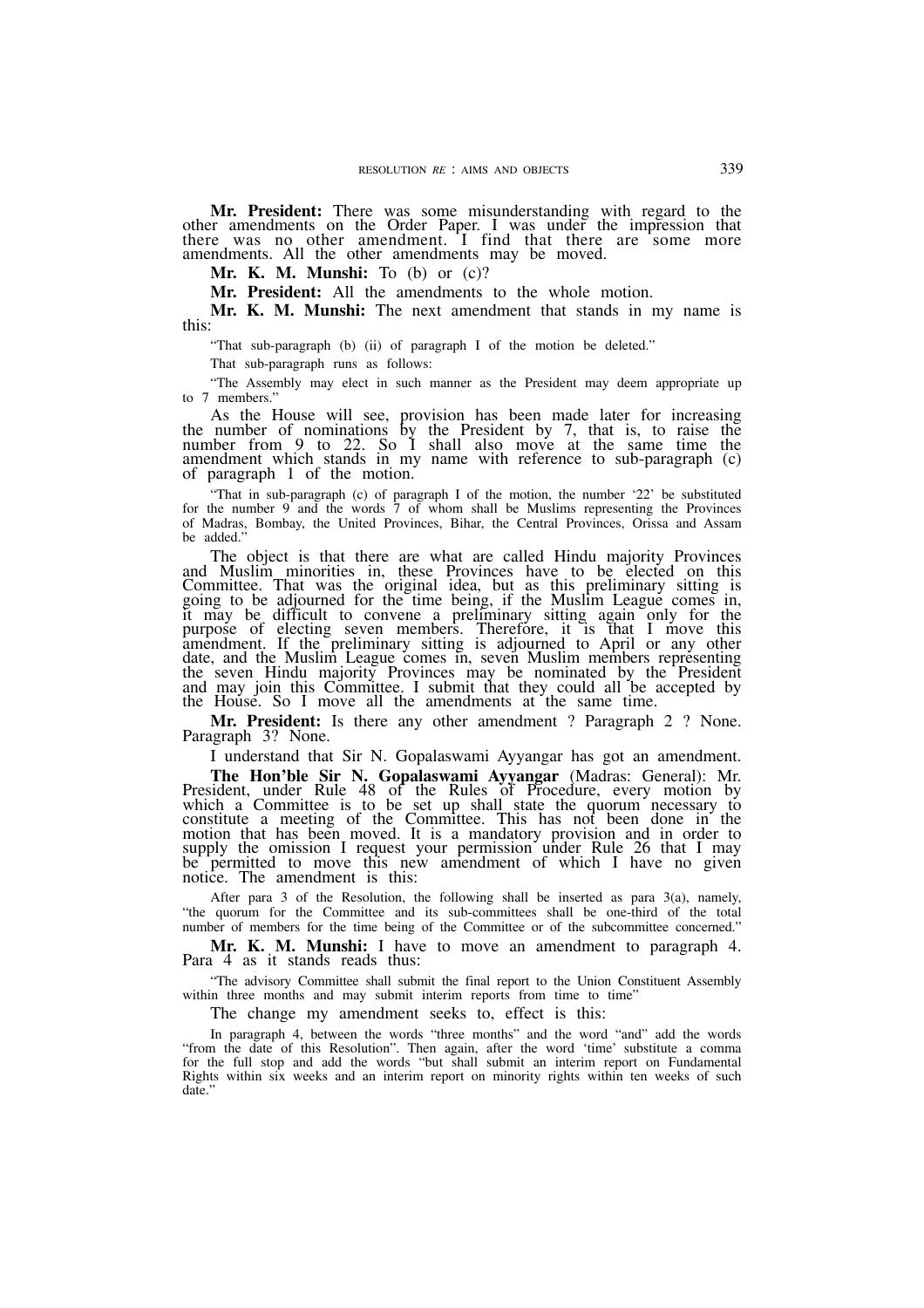**Mr. President:** There was some misunderstanding with regard to the other amendments on the Order Paper. I was under the impression that there was no other amendment. I find that there are some more amendments. All the other amendments may be moved.

**Mr. K. M. Munshi:** To (b) or (c)?

**Mr. President:** All the amendments to the whole motion.

**Mr. K. M. Munshi:** The next amendment that stands in my name is this:

> "That sub-paragraph (b) (ii) of paragraph I of the motion be deleted."
>
> That sub-paragraph runs as follows:
>
> "The Assembly may elect in such manner as the President may deem appropriate up to 7 members."

As the House will see, provision has been made later for increasing the number of nominations by the President by 7, that is, to raise the number from 9 to 22. So I shall also move at the same time the amendment which stands in my name with reference to sub-paragraph (c) of paragraph 1 of the motion.

> "That in sub-paragraph (c) of paragraph I of the motion, the number '22' be substituted for the number 9 and the words 7 of whom shall be Muslims representing the Provinces of Madras, Bombay, the United Provinces, Bihar, the Central Provinces, Orissa and Assam be added."

The object is that there are what are called Hindu majority Provinces and Muslim minorities in, these Provinces have to be elected on this Committee. That was the original idea, but as this preliminary sitting is going to be adjourned for the time being, if the Muslim League comes in, it may be difficult to convene a preliminary sitting again only for the purpose of electing seven members. Therefore, it is that I move this amendment. If the preliminary sitting is adjourned to April or any other date, and the Muslim League comes in, seven Muslim members representing the seven Hindu majority Provinces may be nominated by the President and may join this Committee. I submit that they could all be accepted by the House. So I move all the amendments at the same time.

**Mr. President:** Is there any other amendment ? Paragraph 2 ? None. Paragraph 3? None.

I understand that Sir N. Gopalaswami Ayyangar has got an amendment.

**The Hon'ble Sir N. Gopalaswami Ayyangar** (Madras: General): Mr. President, under Rule 48 of the Rules of Procedure, every motion by which a Committee is to be set up shall state the quorum necessary to constitute a meeting of the Committee. This has not been done in the motion that has been moved. It is a mandatory provision and in order to supply the omission I request your permission under Rule 26 that I may be permitted to move this new amendment of which I have no given notice. The amendment is this:

> After para 3 of the Resolution, the following shall be inserted as para 3(a), namely, "the quorum for the Committee and its sub-committees shall be one-third of the total number of members for the time being of the Committee or of the subcommittee concerned."

**Mr. K. M. Munshi:** I have to move an amendment to paragraph 4. Para 4 as it stands reads thus:

> "The advisory Committee shall submit the final report to the Union Constituent Assembly within three months and may submit interim reports from time to time"

The change my amendment seeks to, effect is this:

> In paragraph 4, between the words "three months" and the word "and" add the words "from the date of this Resolution". Then again, after the word 'time' substitute a comma for the full stop and add the words "but shall submit an interim report on Fundamental Rights within six weeks and an interim report on minority rights within ten weeks of such date."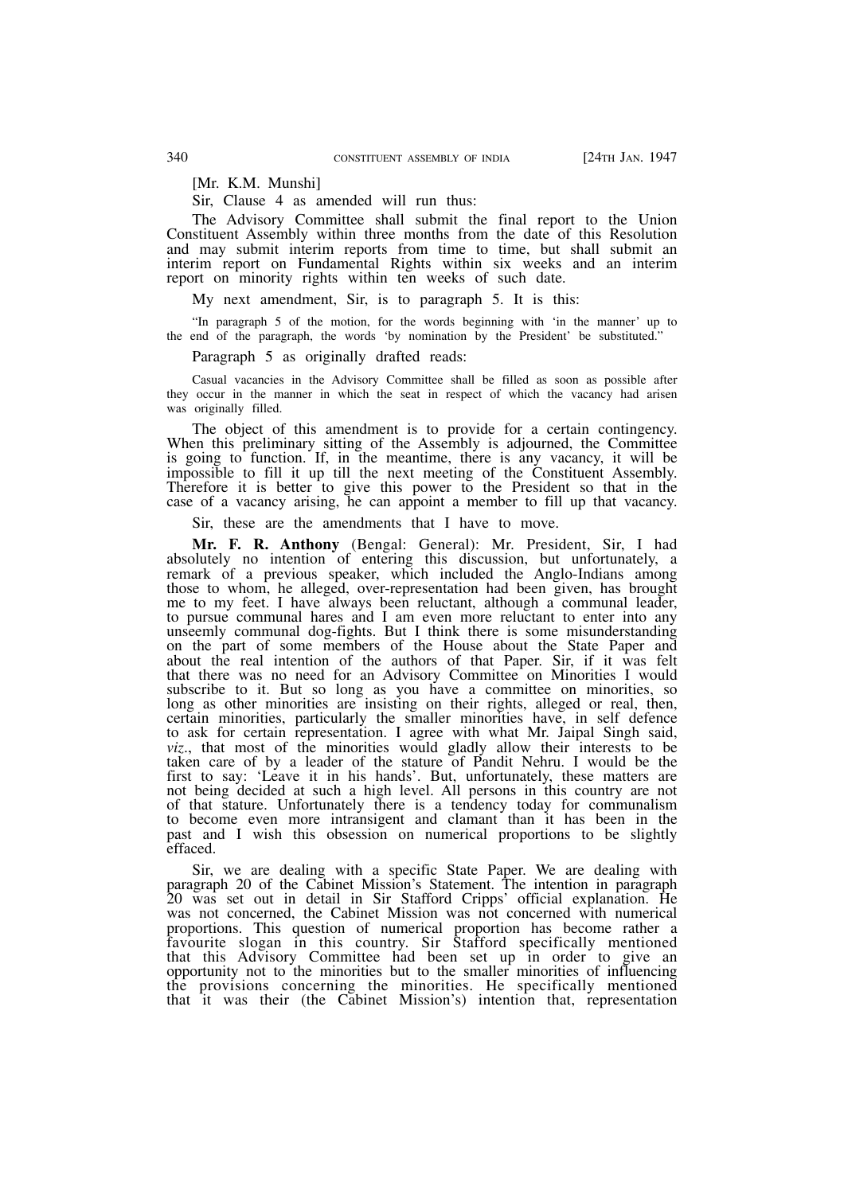[Mr. K.M. Munshi]

Sir, Clause 4 as amended will run thus:

The Advisory Committee shall submit the final report to the Union Constituent Assembly within three months from the date of this Resolution and may submit interim reports from time to time, but shall submit an interim report on Fundamental Rights within six weeks and an interim report on minority rights within ten weeks of such date.

My next amendment, Sir, is to paragraph 5. It is this:

> "In paragraph 5 of the motion, for the words beginning with 'in the manner' up to the end of the paragraph, the words 'by nomination by the President' be substituted."

Paragraph 5 as originally drafted reads:

> Casual vacancies in the Advisory Committee shall be filled as soon as possible after they occur in the manner in which the seat in respect of which the vacancy had arisen was originally filled.

The object of this amendment is to provide for a certain contingency. When this preliminary sitting of the Assembly is adjourned, the Committee is going to function. If, in the meantime, there is any vacancy, it will be impossible to fill it up till the next meeting of the Constituent Assembly. Therefore it is better to give this power to the President so that in the case of a vacancy arising, he can appoint a member to fill up that vacancy.

Sir, these are the amendments that I have to move.

**Mr. F. R. Anthony** (Bengal: General): Mr. President, Sir, I had absolutely no intention of entering this discussion, but unfortunately, a remark of a previous speaker, which included the Anglo-Indians among those to whom, he alleged, over-representation had been given, has brought me to my feet. I have always been reluctant, although a communal leader, to pursue communal hares and I am even more reluctant to enter into any unseemly communal dog-fights. But I think there is some misunderstanding on the part of some members of the House about the State Paper and about the real intention of the authors of that Paper. Sir, if it was felt that there was no need for an Advisory Committee on Minorities I would subscribe to it. But so long as you have a committee on minorities, so long as other minorities are insisting on their rights, alleged or real, then, certain minorities, particularly the smaller minorities have, in self defence to ask for certain representation. I agree with what Mr. Jaipal Singh said, *viz.*, that most of the minorities would gladly allow their interests to be taken care of by a leader of the stature of Pandit Nehru. I would be the first to say: 'Leave it in his hands'. But, unfortunately, these matters are not being decided at such a high level. All persons in this country are not of that stature. Unfortunately there is a tendency today for communalism to become even more intransigent and clamant than it has been in the past and I wish this obsession on numerical proportions to be slightly effaced.

Sir, we are dealing with a specific State Paper. We are dealing with paragraph 20 of the Cabinet Mission's Statement. The intention in paragraph 20 was set out in detail in Sir Stafford Cripps' official explanation. He was not concerned, the Cabinet Mission was not concerned with numerical proportions. This question of numerical proportion has become rather a favourite slogan in this country. Sir Stafford specifically mentioned that this Advisory Committee had been set up in order to give an opportunity not to the minorities but to the smaller minorities of influencing the provisions concerning the minorities. He specifically mentioned that it was their (the Cabinet Mission's) intention that, representation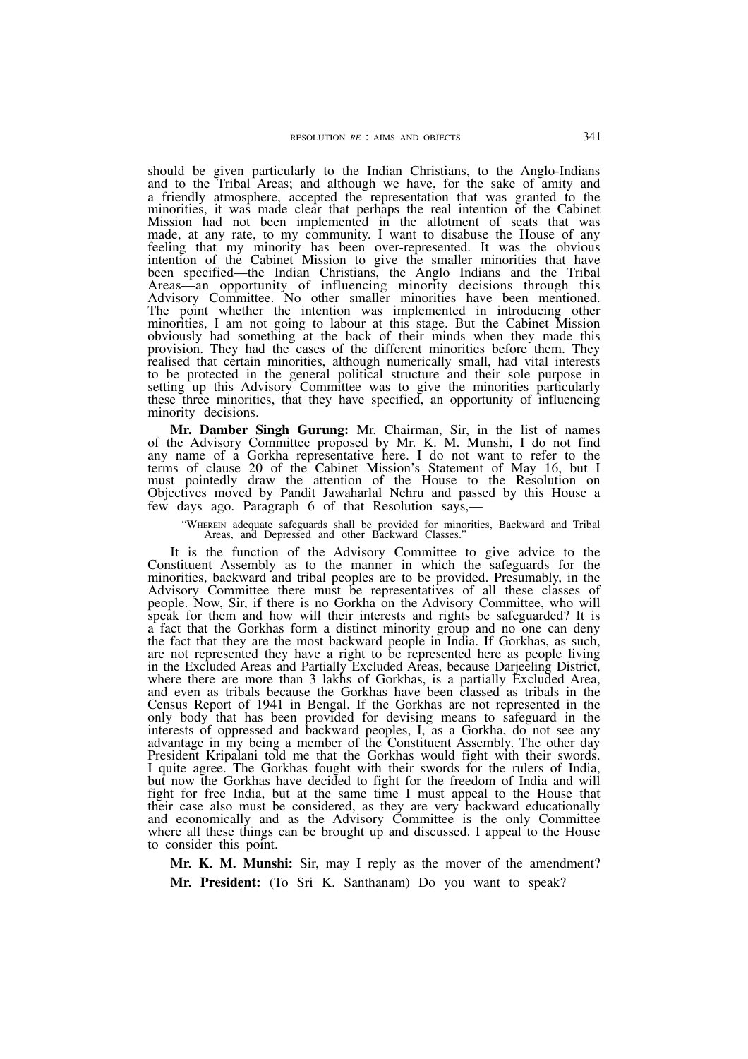should be given particularly to the Indian Christians, to the Anglo-Indians and to the Tribal Areas; and although we have, for the sake of amity and a friendly atmosphere, accepted the representation that was granted to the minorities, it was made clear that perhaps the real intention of the Cabinet Mission had not been implemented in the allotment of seats that was made, at any rate, to my community. I want to disabuse the House of any feeling that my minority has been over-represented. It was the obvious intention of the Cabinet Mission to give the smaller minorities that have been specified—the Indian Christians, the Anglo Indians and the Tribal Areas—an opportunity of influencing minority decisions through this Advisory Committee. No other smaller minorities have been mentioned. The point whether the intention was implemented in introducing other minorities, I am not going to labour at this stage. But the Cabinet Mission obviously had something at the back of their minds when they made this provision. They had the cases of the different minorities before them. They realised that certain minorities, although numerically small, had vital interests to be protected in the general political structure and their sole purpose in setting up this Advisory Committee was to give the minorities particularly these three minorities, that they have specified, an opportunity of influencing minority decisions.

**Mr. Damber Singh Gurung:** Mr. Chairman, Sir, in the list of names of the Advisory Committee proposed by Mr. K. M. Munshi, I do not find any name of a Gorkha representative here. I do not want to refer to the terms of clause 20 of the Cabinet Mission's Statement of May 16, but I must pointedly draw the attention of the House to the Resolution on Objectives moved by Pandit Jawaharlal Nehru and passed by this House a few days ago. Paragraph 6 of that Resolution says,—

> "WHEREIN adequate safeguards shall be provided for minorities, Backward and Tribal Areas, and Depressed and other Backward Classes."

It is the function of the Advisory Committee to give advice to the Constituent Assembly as to the manner in which the safeguards for the minorities, backward and tribal peoples are to be provided. Presumably, in the Advisory Committee there must be representatives of all these classes of people. Now, Sir, if there is no Gorkha on the Advisory Committee, who will speak for them and how will their interests and rights be safeguarded? It is a fact that the Gorkhas form a distinct minority group and no one can deny the fact that they are the most backward people in India. If Gorkhas, as such, are not represented they have a right to be represented here as people living in the Excluded Areas and Partially Excluded Areas, because Darjeeling District, where there are more than 3 lakhs of Gorkhas, is a partially Excluded Area, and even as tribals because the Gorkhas have been classed as tribals in the Census Report of 1941 in Bengal. If the Gorkhas are not represented in the only body that has been provided for devising means to safeguard in the interests of oppressed and backward peoples, I, as a Gorkha, do not see any advantage in my being a member of the Constituent Assembly. The other day President Kripalani told me that the Gorkhas would fight with their swords. I quite agree. The Gorkhas fought with their swords for the rulers of India, but now the Gorkhas have decided to fight for the freedom of India and will fight for free India, but at the same time I must appeal to the House that their case also must be considered, as they are very backward educationally and economically and as the Advisory Committee is the only Committee where all these things can be brought up and discussed. I appeal to the House to consider this point.

**Mr. K. M. Munshi:** Sir, may I reply as the mover of the amendment?

**Mr. President:** (To Sri K. Santhanam) Do you want to speak?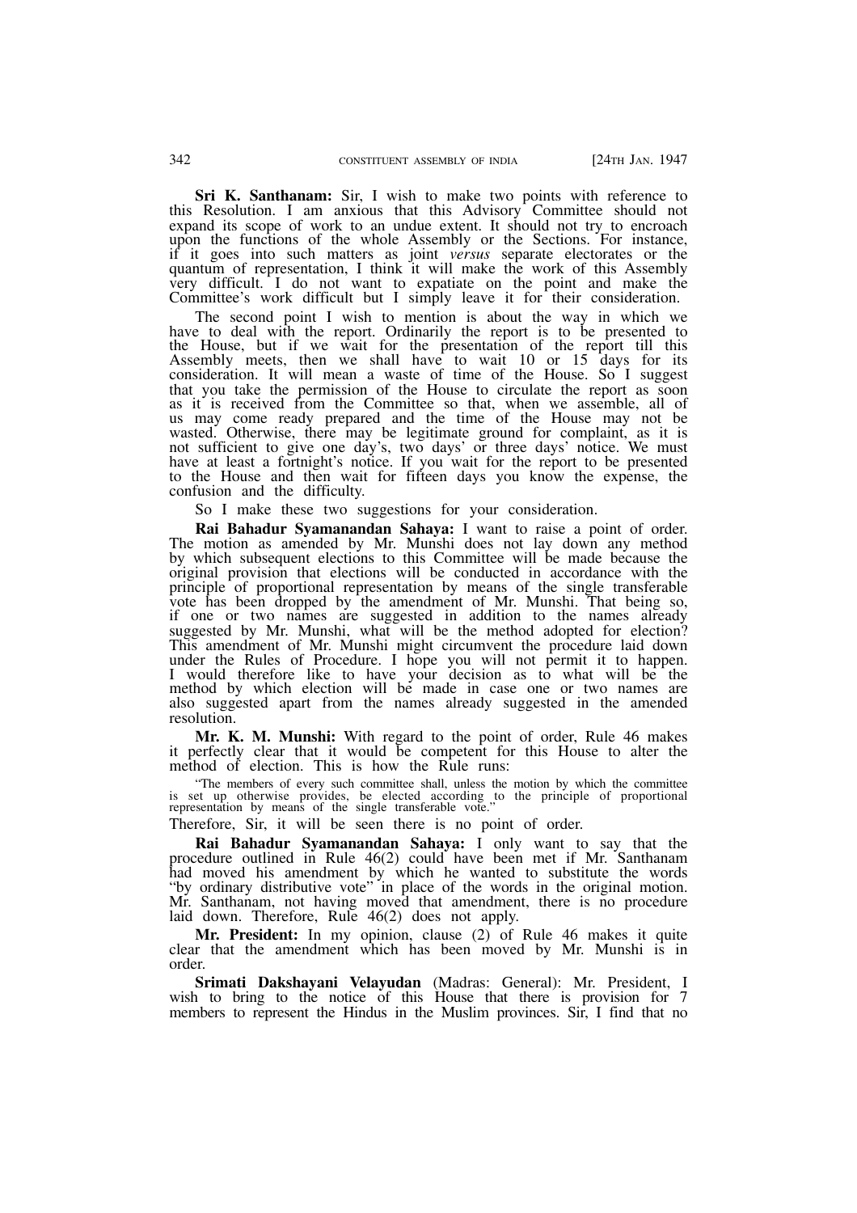**Sri K. Santhanam:** Sir, I wish to make two points with reference to this Resolution. I am anxious that this Advisory Committee should not expand its scope of work to an undue extent. It should not try to encroach upon the functions of the whole Assembly or the Sections. For instance, if it goes into such matters as joint *versus* separate electorates or the quantum of representation, I think it will make the work of this Assembly very difficult. I do not want to expatiate on the point and make the Committee's work difficult but I simply leave it for their consideration.

The second point I wish to mention is about the way in which we have to deal with the report. Ordinarily the report is to be presented to the House, but if we wait for the presentation of the report till this Assembly meets, then we shall have to wait 10 or 15 days for its consideration. It will mean a waste of time of the House. So I suggest that you take the permission of the House to circulate the report as soon as it is received from the Committee so that, when we assemble, all of us may come ready prepared and the time of the House may not be wasted. Otherwise, there may be legitimate ground for complaint, as it is not sufficient to give one day's, two days' or three days' notice. We must have at least a fortnight's notice. If you wait for the report to be presented to the House and then wait for fifteen days you know the expense, the confusion and the difficulty.

So I make these two suggestions for your consideration.

**Rai Bahadur Syamanandan Sahaya:** I want to raise a point of order. The motion as amended by Mr. Munshi does not lay down any method by which subsequent elections to this Committee will be made because the original provision that elections will be conducted in accordance with the principle of proportional representation by means of the single transferable vote has been dropped by the amendment of Mr. Munshi. That being so, if one or two names are suggested in addition to the names already suggested by Mr. Munshi, what will be the method adopted for election? This amendment of Mr. Munshi might circumvent the procedure laid down under the Rules of Procedure. I hope you will not permit it to happen. I would therefore like to have your decision as to what will be the method by which election will be made in case one or two names are also suggested apart from the names already suggested in the amended resolution.

**Mr. K. M. Munshi:** With regard to the point of order, Rule 46 makes it perfectly clear that it would be competent for this House to alter the method of election. This is how the Rule runs:

> "The members of every such committee shall, unless the motion by which the committee is set up otherwise provides, be elected according to the principle of proportional representation by means of the single transferable vote."

Therefore, Sir, it will be seen there is no point of order.

**Rai Bahadur Syamanandan Sahaya:** I only want to say that the procedure outlined in Rule 46(2) could have been met if Mr. Santhanam had moved his amendment by which he wanted to substitute the words "by ordinary distributive vote" in place of the words in the original motion. Mr. Santhanam, not having moved that amendment, there is no procedure laid down. Therefore, Rule 46(2) does not apply.

**Mr. President:** In my opinion, clause (2) of Rule 46 makes it quite clear that the amendment which has been moved by Mr. Munshi is in order.

**Srimati Dakshayani Velayudan** (Madras: General): Mr. President, I wish to bring to the notice of this House that there is provision for 7 members to represent the Hindus in the Muslim provinces. Sir, I find that no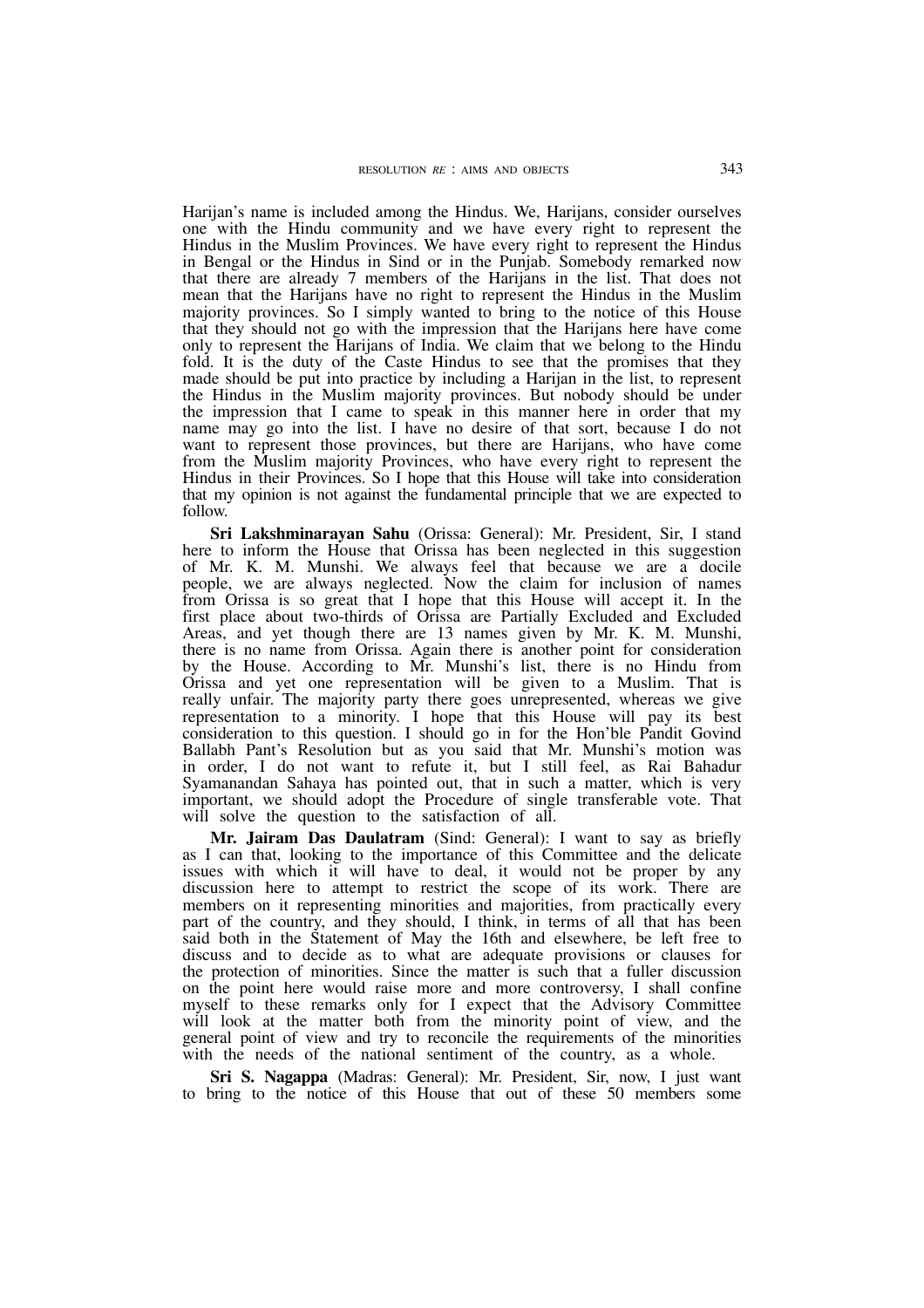Harijan's name is included among the Hindus. We, Harijans, consider ourselves one with the Hindu community and we have every right to represent the Hindus in the Muslim Provinces. We have every right to represent the Hindus in Bengal or the Hindus in Sind or in the Punjab. Somebody remarked now that there are already 7 members of the Harijans in the list. That does not mean that the Harijans have no right to represent the Hindus in the Muslim majority provinces. So I simply wanted to bring to the notice of this House that they should not go with the impression that the Harijans here have come only to represent the Harijans of India. We claim that we belong to the Hindu fold. It is the duty of the Caste Hindus to see that the promises that they made should be put into practice by including a Harijan in the list, to represent the Hindus in the Muslim majority provinces. But nobody should be under the impression that I came to speak in this manner here in order that my name may go into the list. I have no desire of that sort, because I do not want to represent those provinces, but there are Harijans, who have come from the Muslim majority Provinces, who have every right to represent the Hindus in their Provinces. So I hope that this House will take into consideration that my opinion is not against the fundamental principle that we are expected to follow.

**Sri Lakshminarayan Sahu** (Orissa: General): Mr. President, Sir, I stand here to inform the House that Orissa has been neglected in this suggestion of Mr. K. M. Munshi. We always feel that because we are a docile people, we are always neglected. Now the claim for inclusion of names from Orissa is so great that I hope that this House will accept it. In the first place about two-thirds of Orissa are Partially Excluded and Excluded Areas, and yet though there are 13 names given by Mr. K. M. Munshi, there is no name from Orissa. Again there is another point for consideration by the House. According to Mr. Munshi's list, there is no Hindu from Orissa and yet one representation will be given to a Muslim. That is really unfair. The majority party there goes unrepresented, whereas we give representation to a minority. I hope that this House will pay its best consideration to this question. I should go in for the Hon'ble Pandit Govind Ballabh Pant's Resolution but as you said that Mr. Munshi's motion was in order, I do not want to refute it, but I still feel, as Rai Bahadur Syamanandan Sahaya has pointed out, that in such a matter, which is very important, we should adopt the Procedure of single transferable vote. That will solve the question to the satisfaction of all.

**Mr. Jairam Das Daulatram** (Sind: General): I want to say as briefly as I can that, looking to the importance of this Committee and the delicate issues with which it will have to deal, it would not be proper by any discussion here to attempt to restrict the scope of its work. There are members on it representing minorities and majorities, from practically every part of the country, and they should, I think, in terms of all that has been said both in the Statement of May the 16th and elsewhere, be left free to discuss and to decide as to what are adequate provisions or clauses for the protection of minorities. Since the matter is such that a fuller discussion on the point here would raise more and more controversy, I shall confine myself to these remarks only for I expect that the Advisory Committee will look at the matter both from the minority point of view, and the general point of view and try to reconcile the requirements of the minorities with the needs of the national sentiment of the country, as a whole.

**Sri S. Nagappa** (Madras: General): Mr. President, Sir, now, I just want to bring to the notice of this House that out of these 50 members some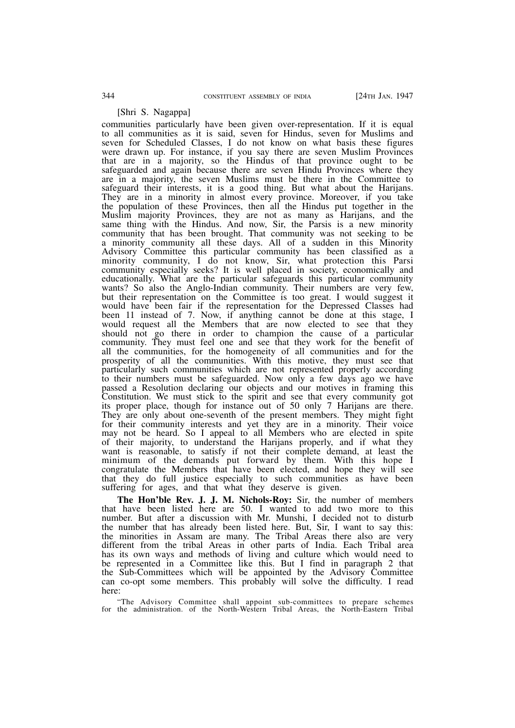[Shri S. Nagappa]

communities particularly have been given over-representation. If it is equal to all communities as it is said, seven for Hindus, seven for Muslims and seven for Scheduled Classes, I do not know on what basis these figures were drawn up. For instance, if you say there are seven Muslim Provinces that are in a majority, so the Hindus of that province ought to be safeguarded and again because there are seven Hindu Provinces where they are in a majority, the seven Muslims must be there in the Committee to safeguard their interests, it is a good thing. But what about the Harijans. They are in a minority in almost every province. Moreover, if you take the population of these Provinces, then all the Hindus put together in the Muslim majority Provinces, they are not as many as Harijans, and the same thing with the Hindus. And now, Sir, the Parsis is a new minority community that has been brought. That community was not seeking to be a minority community all these days. All of a sudden in this Minority Advisory Committee this particular community has been classified as a minority community, I do not know, Sir, what protection this Parsi community especially seeks? It is well placed in society, economically and educationally. What are the particular safeguards this particular community wants? So also the Anglo-Indian community. Their numbers are very few, but their representation on the Committee is too great. I would suggest it would have been fair if the representation for the Depressed Classes had been 11 instead of 7. Now, if anything cannot be done at this stage, I would request all the Members that are now elected to see that they should not go there in order to champion the cause of a particular community. They must feel one and see that they work for the benefit of all the communities, for the homogeneity of all communities and for the prosperity of all the communities. With this motive, they must see that particularly such communities which are not represented properly according to their numbers must be safeguarded. Now only a few days ago we have passed a Resolution declaring our objects and our motives in framing this Constitution. We must stick to the spirit and see that every community got its proper place, though for instance out of 50 only 7 Harijans are there. They are only about one-seventh of the present members. They might fight for their community interests and yet they are in a minority. Their voice may not be heard. So I appeal to all Members who are elected in spite of their majority, to understand the Harijans properly, and if what they want is reasonable, to satisfy if not their complete demand, at least the minimum of the demands put forward by them. With this hope I congratulate the Members that have been elected, and hope they will see that they do full justice especially to such communities as have been suffering for ages, and that what they deserve is given.

**The Hon'ble Rev. J. J. M. Nichols-Roy:** Sir, the number of members that have been listed here are 50. I wanted to add two more to this number. But after a discussion with Mr. Munshi, I decided not to disturb the number that has already been listed here. But, Sir, I want to say this: the minorities in Assam are many. The Tribal Areas there also are very different from the tribal Areas in other parts of India. Each Tribal area has its own ways and methods of living and culture which would need to be represented in a Committee like this. But I find in paragraph 2 that the Sub-Committees which will be appointed by the Advisory Committee can co-opt some members. This probably will solve the difficulty. I read here:

"The Advisory Committee shall appoint sub-committees to prepare schemes for the administration. of the North-Western Tribal Areas, the North-Eastern Tribal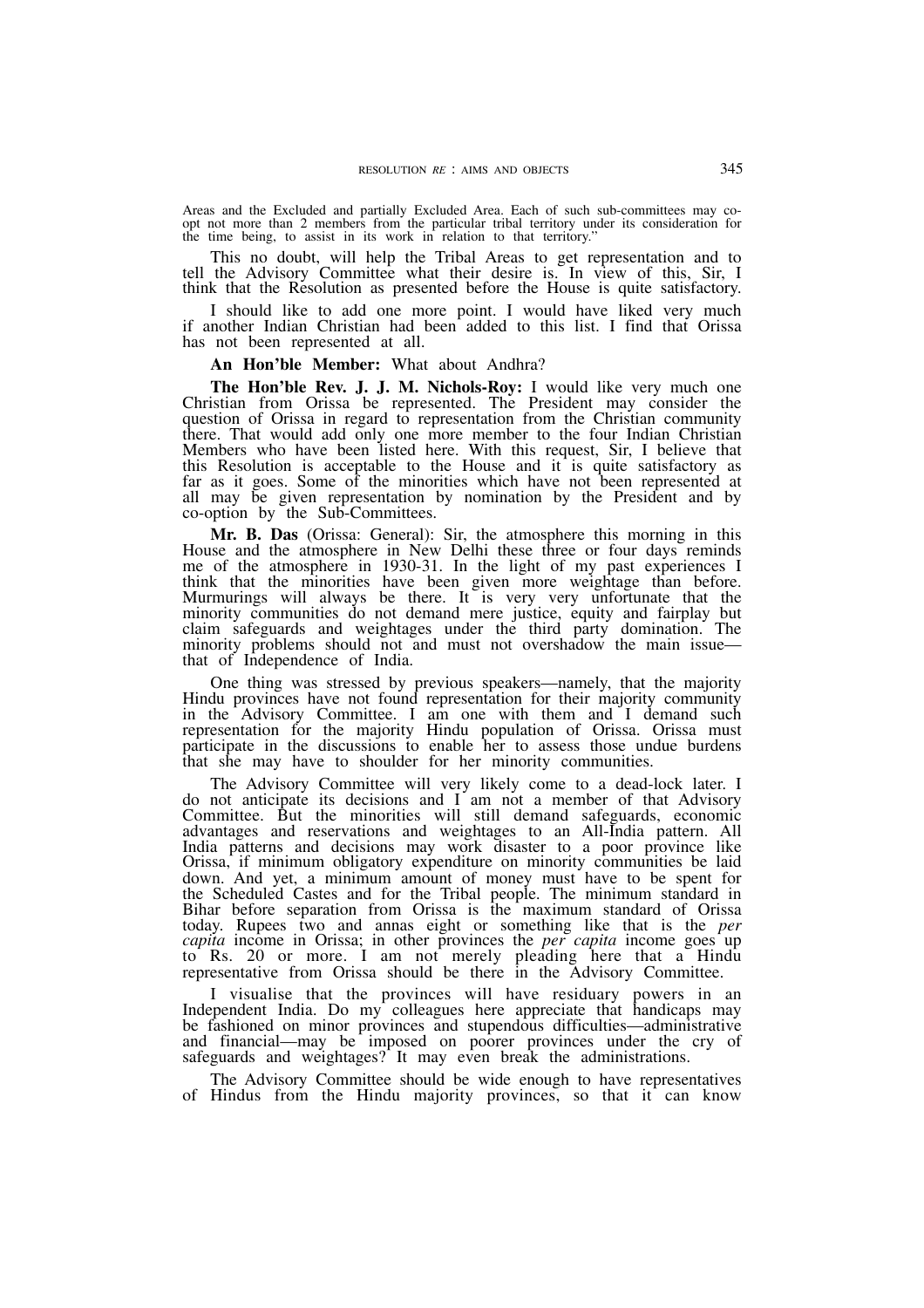Areas and the Excluded and partially Excluded Area. Each of such sub-committees may co-opt not more than 2 members from the particular tribal territory under its consideration for the time being, to assist in its work in relation to that territory."

This no doubt, will help the Tribal Areas to get representation and to tell the Advisory Committee what their desire is. In view of this, Sir, I think that the Resolution as presented before the House is quite satisfactory.

I should like to add one more point. I would have liked very much if another Indian Christian had been added to this list. I find that Orissa has not been represented at all.

**An Hon'ble Member:** What about Andhra?

**The Hon'ble Rev. J. J. M. Nichols-Roy:** I would like very much one Christian from Orissa be represented. The President may consider the question of Orissa in regard to representation from the Christian community there. That would add only one more member to the four Indian Christian Members who have been listed here. With this request, Sir, I believe that this Resolution is acceptable to the House and it is quite satisfactory as far as it goes. Some of the minorities which have not been represented at all may be given representation by nomination by the President and by co-option by the Sub-Committees.

**Mr. B. Das** (Orissa: General): Sir, the atmosphere this morning in this House and the atmosphere in New Delhi these three or four days reminds me of the atmosphere in 1930-31. In the light of my past experiences I think that the minorities have been given more weightage than before. Murmurings will always be there. It is very very unfortunate that the minority communities do not demand mere justice, equity and fairplay but claim safeguards and weightages under the third party domination. The minority problems should not and must not overshadow the main issue—that of Independence of India.

One thing was stressed by previous speakers—namely, that the majority Hindu provinces have not found representation for their majority community in the Advisory Committee. I am one with them and I demand such representation for the majority Hindu population of Orissa. Orissa must participate in the discussions to enable her to assess those undue burdens that she may have to shoulder for her minority communities.

The Advisory Committee will very likely come to a dead-lock later. I do not anticipate its decisions and I am not a member of that Advisory Committee. But the minorities will still demand safeguards, economic advantages and reservations and weightages to an All-India pattern. All India patterns and decisions may work disaster to a poor province like Orissa, if minimum obligatory expenditure on minority communities be laid down. And yet, a minimum amount of money must have to be spent for the Scheduled Castes and for the Tribal people. The minimum standard in Bihar before separation from Orissa is the maximum standard of Orissa today. Rupees two and annas eight or something like that is the *per capita* income in Orissa; in other provinces the *per capita* income goes up to Rs. 20 or more. I am not merely pleading here that a Hindu representative from Orissa should be there in the Advisory Committee.

I visualise that the provinces will have residuary powers in an Independent India. Do my colleagues here appreciate that handicaps may be fashioned on minor provinces and stupendous difficulties—administrative and financial—may be imposed on poorer provinces under the cry of safeguards and weightages? It may even break the administrations.

The Advisory Committee should be wide enough to have representatives of Hindus from the Hindu majority provinces, so that it can know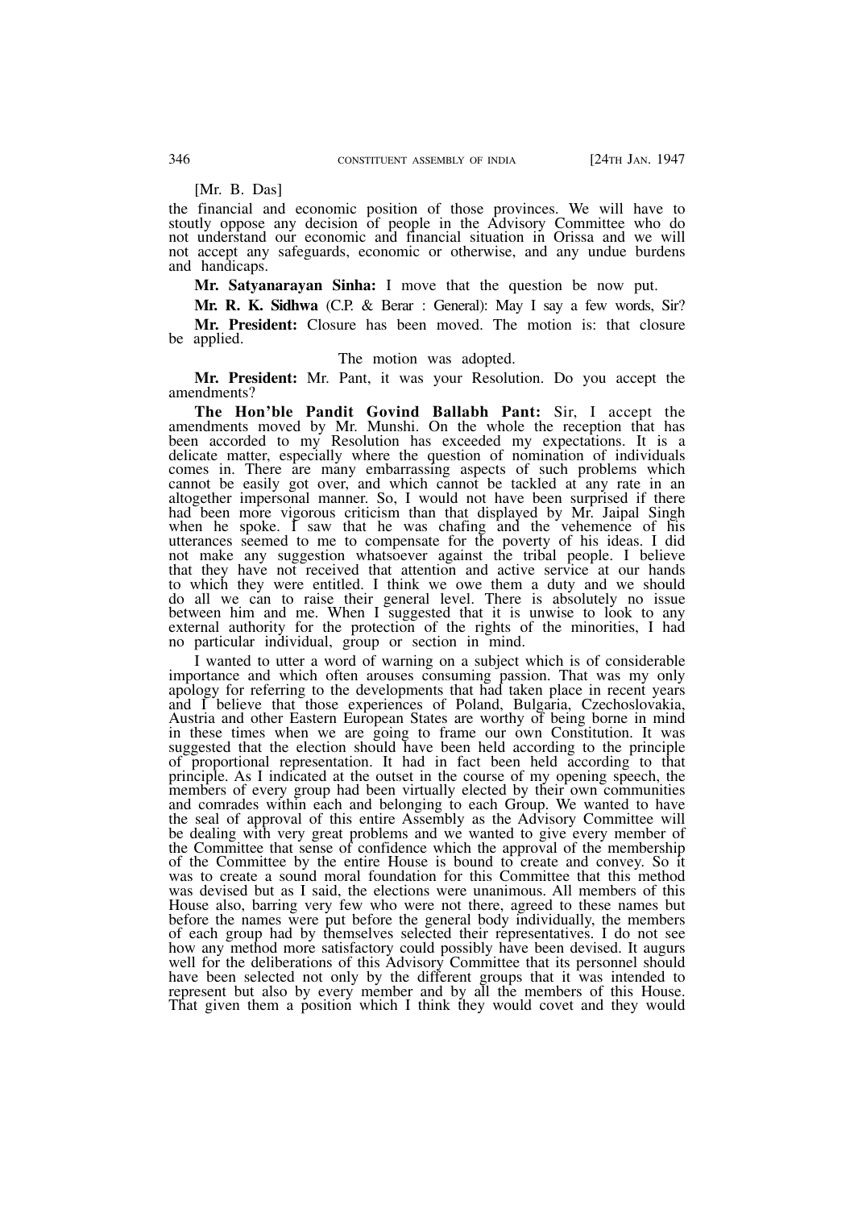[Mr. B. Das]

the financial and economic position of those provinces. We will have to stoutly oppose any decision of people in the Advisory Committee who do not understand our economic and financial situation in Orissa and we will not accept any safeguards, economic or otherwise, and any undue burdens and handicaps.

**Mr. Satyanarayan Sinha:** I move that the question be now put.

**Mr. R. K. Sidhwa** (C.P. & Berar : General): May I say a few words, Sir?

**Mr. President:** Closure has been moved. The motion is: that closure be applied.

The motion was adopted.

**Mr. President:** Mr. Pant, it was your Resolution. Do you accept the amendments?

**The Hon'ble Pandit Govind Ballabh Pant:** Sir, I accept the amendments moved by Mr. Munshi. On the whole the reception that has been accorded to my Resolution has exceeded my expectations. It is a delicate matter, especially where the question of nomination of individuals comes in. There are many embarrassing aspects of such problems which cannot be easily got over, and which cannot be tackled at any rate in an altogether impersonal manner. So, I would not have been surprised if there had been more vigorous criticism than that displayed by Mr. Jaipal Singh when he spoke. I saw that he was chafing and the vehemence of his utterances seemed to me to compensate for the poverty of his ideas. I did not make any suggestion whatsoever against the tribal people. I believe that they have not received that attention and active service at our hands to which they were entitled. I think we owe them a duty and we should do all we can to raise their general level. There is absolutely no issue between him and me. When I suggested that it is unwise to look to any external authority for the protection of the rights of the minorities, I had no particular individual, group or section in mind.

I wanted to utter a word of warning on a subject which is of considerable importance and which often arouses consuming passion. That was my only apology for referring to the developments that had taken place in recent years and I believe that those experiences of Poland, Bulgaria, Czechoslovakia, Austria and other Eastern European States are worthy of being borne in mind in these times when we are going to frame our own Constitution. It was suggested that the election should have been held according to the principle of proportional representation. It had in fact been held according to that principle. As I indicated at the outset in the course of my opening speech, the members of every group had been virtually elected by their own communities and comrades within each and belonging to each Group. We wanted to have the seal of approval of this entire Assembly as the Advisory Committee will be dealing with very great problems and we wanted to give every member of the Committee that sense of confidence which the approval of the membership of the Committee by the entire House is bound to create and convey. So it was to create a sound moral foundation for this Committee that this method was devised but as I said, the elections were unanimous. All members of this House also, barring very few who were not there, agreed to these names but before the names were put before the general body individually, the members of each group had by themselves selected their representatives. I do not see how any method more satisfactory could possibly have been devised. It augurs well for the deliberations of this Advisory Committee that its personnel should have been selected not only by the different groups that it was intended to represent but also by every member and by all the members of this House. That given them a position which I think they would covet and they would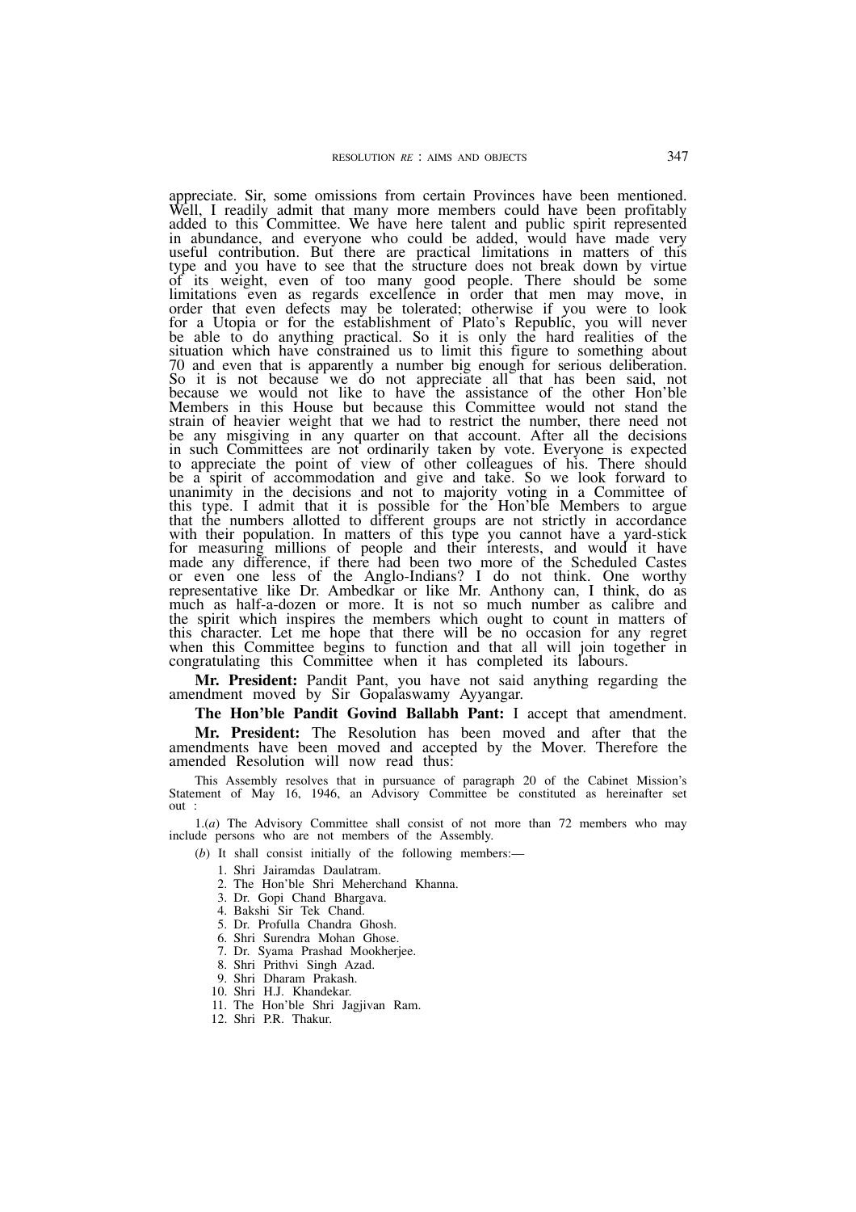appreciate. Sir, some omissions from certain Provinces have been mentioned. Well, I readily admit that many more members could have been profitably added to this Committee. We have here talent and public spirit represented in abundance, and everyone who could be added, would have made very useful contribution. But there are practical limitations in matters of this type and you have to see that the structure does not break down by virtue of its weight, even of too many good people. There should be some limitations even as regards excellence in order that men may move, in order that even defects may be tolerated; otherwise if you were to look for a Utopia or for the establishment of Plato's Republic, you will never be able to do anything practical. So it is only the hard realities of the situation which have constrained us to limit this figure to something about 70 and even that is apparently a number big enough for serious deliberation. So it is not because we do not appreciate all that has been said, not because we would not like to have the assistance of the other Hon'ble Members in this House but because this Committee would not stand the strain of heavier weight that we had to restrict the number, there need not be any misgiving in any quarter on that account. After all the decisions in such Committees are not ordinarily taken by vote. Everyone is expected to appreciate the point of view of other colleagues of his. There should be a spirit of accommodation and give and take. So we look forward to unanimity in the decisions and not to majority voting in a Committee of this type. I admit that it is possible for the Hon'ble Members to argue that the numbers allotted to different groups are not strictly in accordance with their population. In matters of this type you cannot have a yard-stick for measuring millions of people and their interests, and would it have made any difference, if there had been two more of the Scheduled Castes or even one less of the Anglo-Indians? I do not think. One worthy representative like Dr. Ambedkar or like Mr. Anthony can, I think, do as much as half-a-dozen or more. It is not so much number as calibre and the spirit which inspires the members which ought to count in matters of this character. Let me hope that there will be no occasion for any regret when this Committee begins to function and that all will join together in congratulating this Committee when it has completed its labours.

**Mr. President:** Pandit Pant, you have not said anything regarding the amendment moved by Sir Gopalaswamy Ayyangar.

**The Hon'ble Pandit Govind Ballabh Pant:** I accept that amendment.

**Mr. President:** The Resolution has been moved and after that the amendments have been moved and accepted by the Mover. Therefore the amended Resolution will now read thus:

This Assembly resolves that in pursuance of paragraph 20 of the Cabinet Mission's Statement of May 16, 1946, an Advisory Committee be constituted as hereinafter set out :

1.(*a*) The Advisory Committee shall consist of not more than 72 members who may include persons who are not members of the Assembly.

(*b*) It shall consist initially of the following members:—

1. Shri Jairamdas Daulatram.
2. The Hon'ble Shri Meherchand Khanna.
3. Dr. Gopi Chand Bhargava.
4. Bakshi Sir Tek Chand.
5. Dr. Profulla Chandra Ghosh.
6. Shri Surendra Mohan Ghose.
7. Dr. Syama Prashad Mookherjee.
8. Shri Prithvi Singh Azad.
9. Shri Dharam Prakash.
10. Shri H.J. Khandekar.
11. The Hon'ble Shri Jagjivan Ram.
12. Shri P.R. Thakur.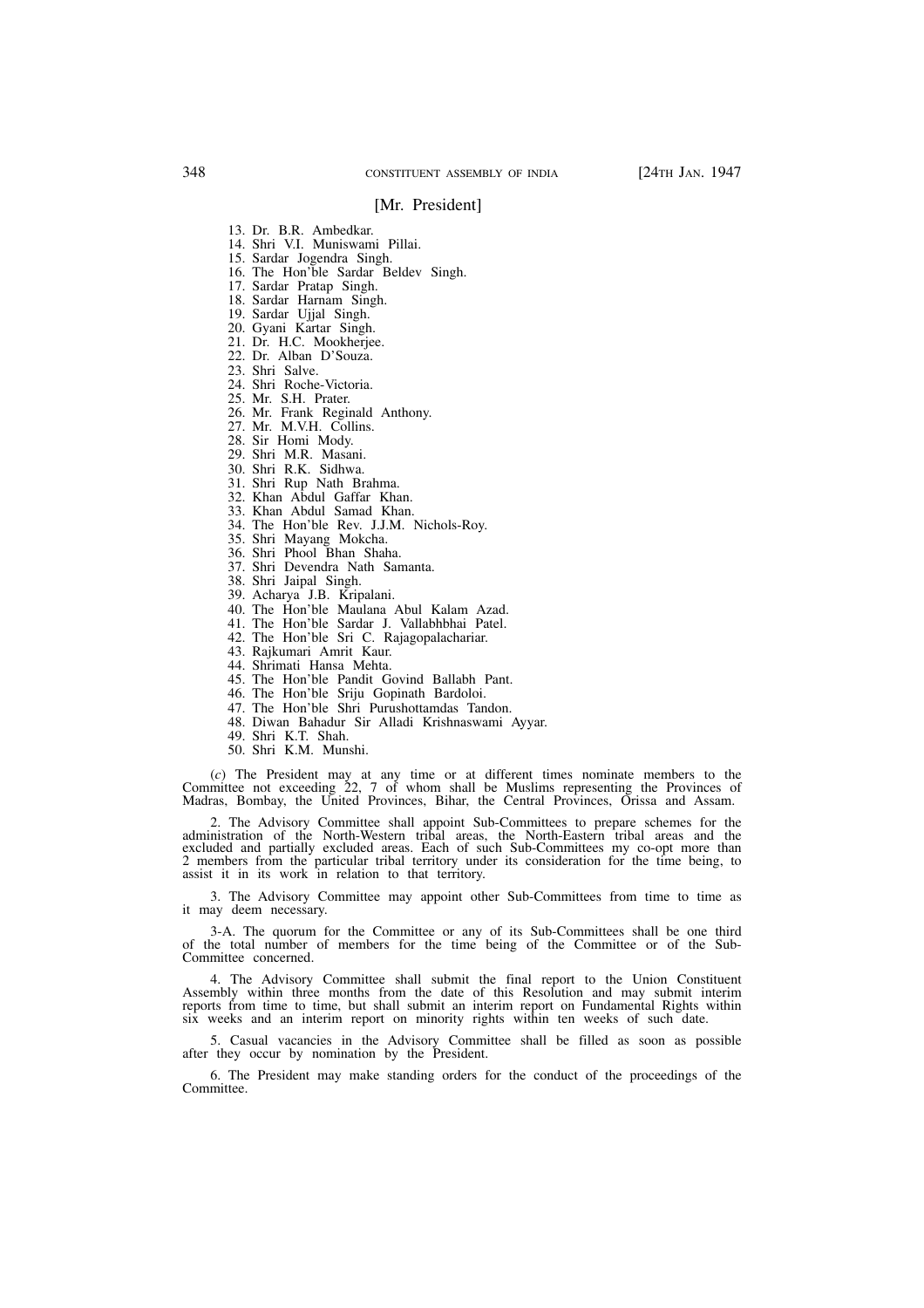[Mr. President]

13. Dr. B.R. Ambedkar.
14. Shri V.I. Muniswami Pillai.
15. Sardar Jogendra Singh.
16. The Hon'ble Sardar Beldev Singh.
17. Sardar Pratap Singh.
18. Sardar Harnam Singh.
19. Sardar Ujjal Singh.
20. Gyani Kartar Singh.
21. Dr. H.C. Mookherjee.
22. Dr. Alban D'Souza.
23. Shri Salve.
24. Shri Roche-Victoria.
25. Mr. S.H. Prater.
26. Mr. Frank Reginald Anthony.
27. Mr. M.V.H. Collins.
28. Sir Homi Mody.
29. Shri M.R. Masani.
30. Shri R.K. Sidhwa.
31. Shri Rup Nath Brahma.
32. Khan Abdul Gaffar Khan.
33. Khan Abdul Samad Khan.
34. The Hon'ble Rev. J.J.M. Nichols-Roy.
35. Shri Mayang Mokcha.
36. Shri Phool Bhan Shaha.
37. Shri Devendra Nath Samanta.
38. Shri Jaipal Singh.
39. Acharya J.B. Kripalani.
40. The Hon'ble Maulana Abul Kalam Azad.
41. The Hon'ble Sardar J. Vallabhbhai Patel.
42. The Hon'ble Sri C. Rajagopalachariar.
43. Rajkumari Amrit Kaur.
44. Shrimati Hansa Mehta.
45. The Hon'ble Pandit Govind Ballabh Pant.
46. The Hon'ble Sriju Gopinath Bardoloi.
47. The Hon'ble Shri Purushottamdas Tandon.
48. Diwan Bahadur Sir Alladi Krishnaswami Ayyar.
49. Shri K.T. Shah.
50. Shri K.M. Munshi.

(*c*) The President may at any time or at different times nominate members to the Committee not exceeding 22, 7 of whom shall be Muslims representing the Provinces of Madras, Bombay, the United Provinces, Bihar, the Central Provinces, Orissa and Assam.

2. The Advisory Committee shall appoint Sub-Committees to prepare schemes for the administration of the North-Western tribal areas, the North-Eastern tribal areas and the excluded and partially excluded areas. Each of such Sub-Committees my co-opt more than 2 members from the particular tribal territory under its consideration for the time being, to assist it in its work in relation to that territory.

3. The Advisory Committee may appoint other Sub-Committees from time to time as it may deem necessary.

3-A. The quorum for the Committee or any of its Sub-Committees shall be one third of the total number of members for the time being of the Committee or of the Sub-Committee concerned.

4. The Advisory Committee shall submit the final report to the Union Constituent Assembly within three months from the date of this Resolution and may submit interim reports from time to time, but shall submit an interim report on Fundamental Rights within six weeks and an interim report on minority rights within ten weeks of such date.

5. Casual vacancies in the Advisory Committee shall be filled as soon as possible after they occur by nomination by the President.

6. The President may make standing orders for the conduct of the proceedings of the Committee.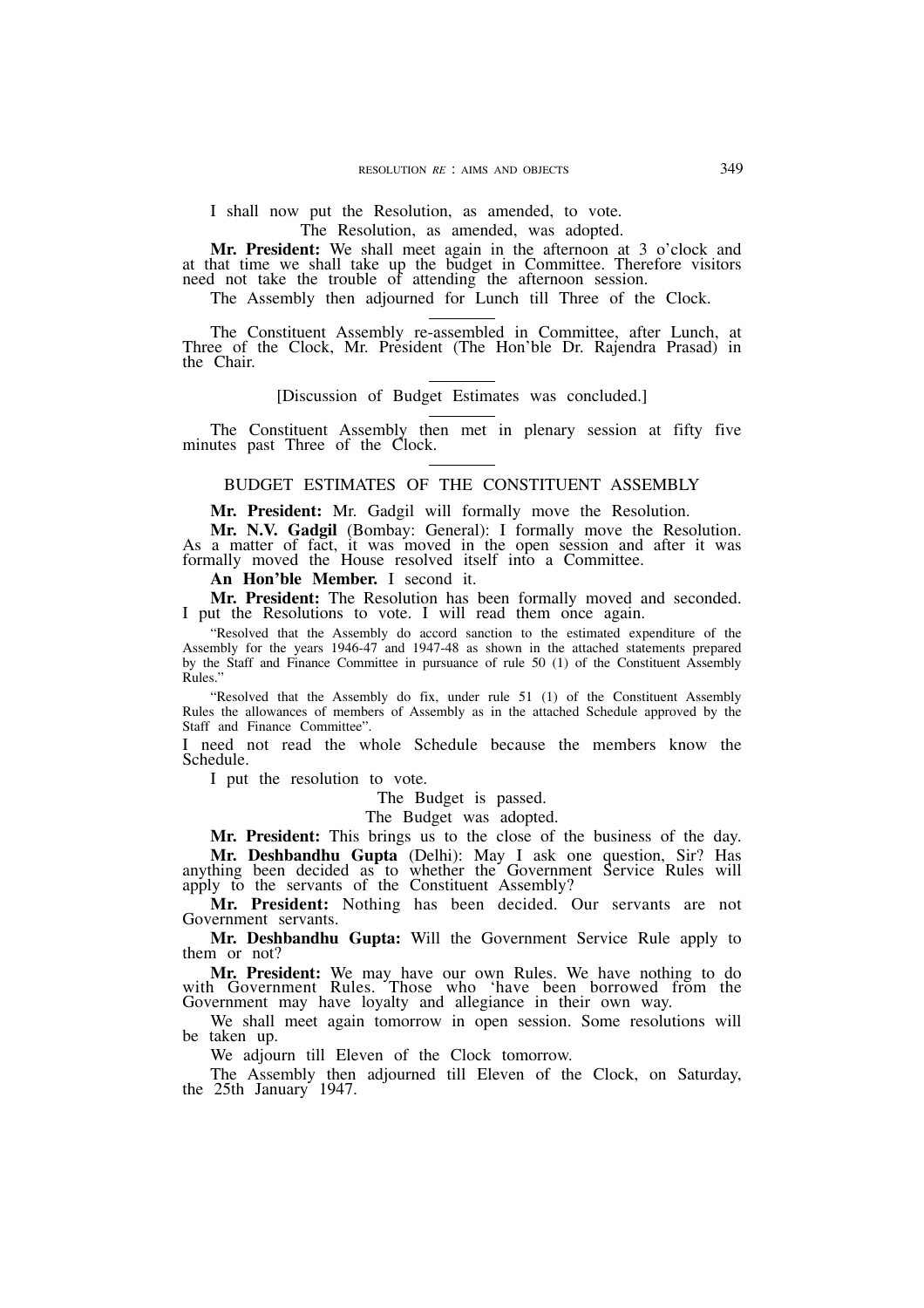I shall now put the Resolution, as amended, to vote.

The Resolution, as amended, was adopted.

**Mr. President:** We shall meet again in the afternoon at 3 o'clock and at that time we shall take up the budget in Committee. Therefore visitors need not take the trouble of attending the afternoon session.

The Assembly then adjourned for Lunch till Three of the Clock.

---

The Constituent Assembly re-assembled in Committee, after Lunch, at Three of the Clock, Mr. President (The Hon'ble Dr. Rajendra Prasad) in the Chair.

---

[Discussion of Budget Estimates was concluded.]

---

The Constituent Assembly then met in plenary session at fifty five minutes past Three of the Clock.

---

## BUDGET ESTIMATES OF THE CONSTITUENT ASSEMBLY

**Mr. President:** Mr. Gadgil will formally move the Resolution.

**Mr. N.V. Gadgil** (Bombay: General): I formally move the Resolution. As a matter of fact, it was moved in the open session and after it was formally moved the House resolved itself into a Committee.

**An Hon'ble Member.** I second it.

**Mr. President:** The Resolution has been formally moved and seconded. I put the Resolutions to vote. I will read them once again.

"Resolved that the Assembly do accord sanction to the estimated expenditure of the Assembly for the years 1946-47 and 1947-48 as shown in the attached statements prepared by the Staff and Finance Committee in pursuance of rule 50 (1) of the Constituent Assembly Rules."

"Resolved that the Assembly do fix, under rule 51 (1) of the Constituent Assembly Rules the allowances of members of Assembly as in the attached Schedule approved by the Staff and Finance Committee".

I need not read the whole Schedule because the members know the Schedule.

I put the resolution to vote.

The Budget is passed.

The Budget was adopted.

**Mr. President:** This brings us to the close of the business of the day.

**Mr. Deshbandhu Gupta** (Delhi): May I ask one question, Sir? Has anything been decided as to whether the Government Service Rules will apply to the servants of the Constituent Assembly?

**Mr. President:** Nothing has been decided. Our servants are not Government servants.

**Mr. Deshbandhu Gupta:** Will the Government Service Rule apply to them or not?

**Mr. President:** We may have our own Rules. We have nothing to do with Government Rules. Those who 'have been borrowed from the Government may have loyalty and allegiance in their own way.

We shall meet again tomorrow in open session. Some resolutions will be taken up.

We adjourn till Eleven of the Clock tomorrow.

The Assembly then adjourned till Eleven of the Clock, on Saturday, the 25th January 1947.